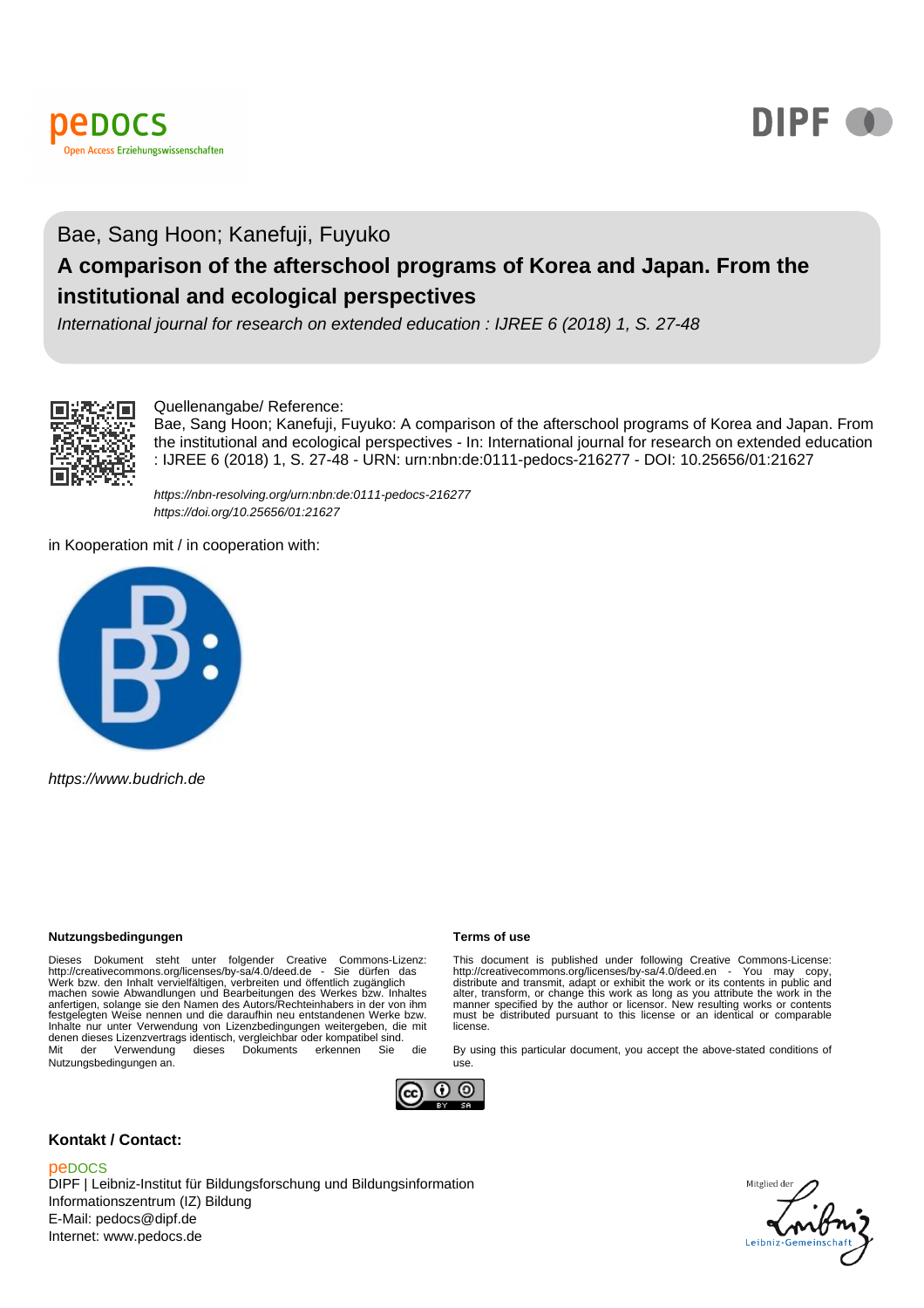peDOCS
Open Access Erziehungswissenschaften

DIPF

Bae, Sang Hoon; Kanefuji, Fuyuko

# A comparison of the afterschool programs of Korea and Japan. From the institutional and ecological perspectives

*International journal for research on extended education : IJREE 6 (2018) 1, S. 27-48*

Quellenangabe/ Reference:
Bae, Sang Hoon; Kanefuji, Fuyuko: A comparison of the afterschool programs of Korea and Japan. From the institutional and ecological perspectives - In: International journal for research on extended education : IJREE 6 (2018) 1, S. 27-48 - URN: urn:nbn:de:0111-pedocs-216277 - DOI: 10.25656/01:21627

*https://nbn-resolving.org/urn:nbn:de:0111-pedocs-216277*
*https://doi.org/10.25656/01:21627*

in Kooperation mit / in cooperation with:

*https://www.budrich.de*

**Nutzungsbedingungen**

Dieses Dokument steht unter folgender Creative Commons-Lizenz: http://creativecommons.org/licenses/by-sa/4.0/deed.de - Sie dürfen das Werk bzw. den Inhalt vervielfältigen, verbreiten und öffentlich zugänglich machen sowie Abwandlungen und Bearbeitungen des Werkes bzw. Inhaltes anfertigen, solange sie den Namen des Autors/Rechteinhabers in der von ihm festgelegten Weise nennen und die daraufhin neu entstandenen Werke bzw. Inhalte nur unter Verwendung von Lizenzbedingungen weitergeben, die mit denen dieses Lizenzvertrags identisch, vergleichbar oder kompatibel sind.
Mit der Verwendung dieses Dokuments erkennen Sie die Nutzungsbedingungen an.

**Terms of use**

This document is published under following Creative Commons-License: http://creativecommons.org/licenses/by-sa/4.0/deed.en - You may copy, distribute and transmit, adapt or exhibit the work or its contents in public and alter, transform, or change this work as long as you attribute the work in the manner specified by the author or licensor. New resulting works or contents must be distributed pursuant to this license or an identical or comparable license.

By using this particular document, you accept the above-stated conditions of use.

**Kontakt / Contact:**

peDOCS
DIPF | Leibniz-Institut für Bildungsforschung und Bildungsinformation
Informationszentrum (IZ) Bildung
E-Mail: pedocs@dipf.de
Internet: www.pedocs.de

Mitglied der Leibniz-Gemeinschaft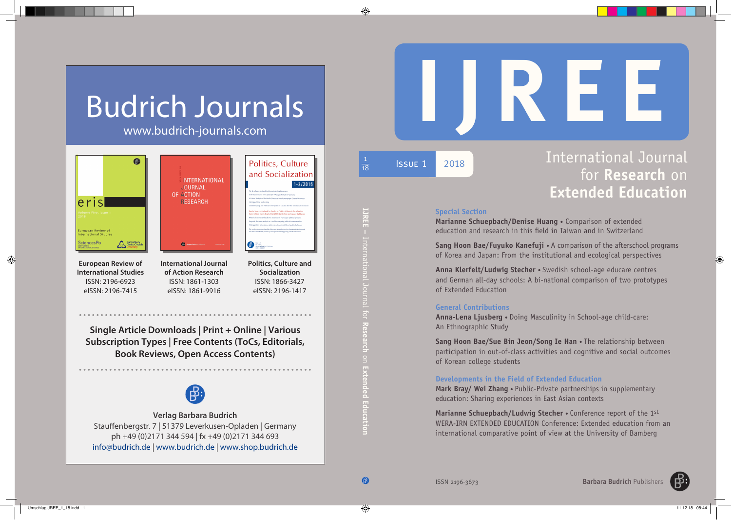# Budrich Journals

www.budrich-journals.com

**European Review of International Studies**
ISSN: 2196-6923
eISSN: 2196-7415

**International Journal of Action Research**
ISSN: 1861-1303
eISSN: 1861-9916

**Politics, Culture and Socialization**
ISSN: 1866-3427
eISSN: 2196-1417

**Single Article Downloads | Print + Online | Various Subscription Types | Free Contents (ToCs, Editorials, Book Reviews, Open Access Contents)**

**Verlag Barbara Budrich**
Stauffenbergstr. 7 | 51379 Leverkusen-Opladen | Germany
ph +49 (0)2171 344 594 | fx +49 (0)2171 344 693
info@budrich.de | www.budrich.de | www.shop.budrich.de

# IJREE

1/18 | Issue 1 | 2018

## International Journal for Research on Extended Education

### Special Section

**Marianne Schuepbach/Denise Huang** • Comparison of extended education and research in this field in Taiwan and in Switzerland

**Sang Hoon Bae/Fuyuko Kanefuji** • A comparison of the afterschool programs of Korea and Japan: From the institutional and ecological perspectives

**Anna Klerfelt/Ludwig Stecher** • Swedish school-age educare centres and German all-day schools: A bi-national comparison of two prototypes of Extended Education

### General Contributions

**Anna-Lena Ljusberg** • Doing Masculinity in School-age child-care: An Ethnographic Study

**Sang Hoon Bae/Sue Bin Jeon/Song Ie Han** • The relationship between participation in out-of-class activities and cognitive and social outcomes of Korean college students

### Developments in the Field of Extended Education

**Mark Bray/ Wei Zhang** • Public-Private partnerships in supplementary education: Sharing experiences in East Asian contexts

**Marianne Schuepbach/Ludwig Stecher** • Conference report of the 1st WERA-IRN EXTENDED EDUCATION Conference: Extended education from an international comparative point of view at the University of Bamberg

ISSN 2196-3673

Barbara Budrich Publishers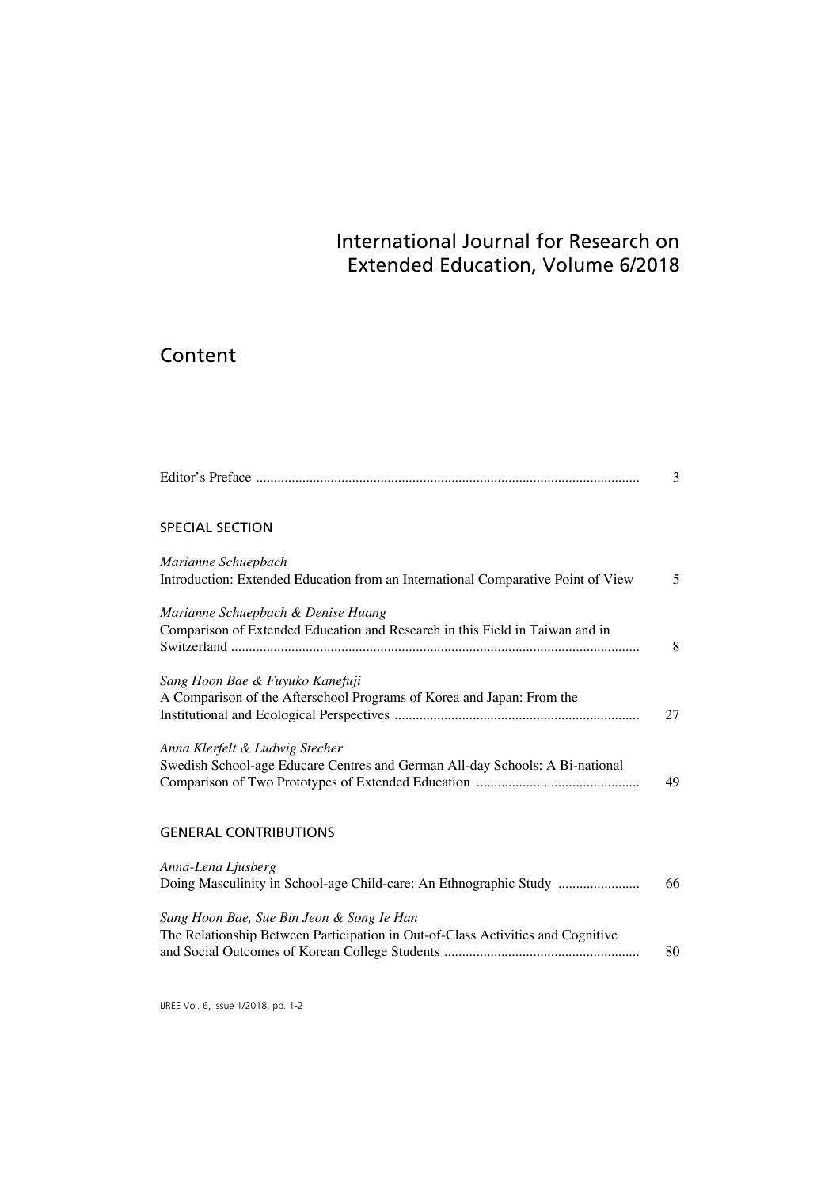# International Journal for Research on Extended Education, Volume 6/2018

## Content

Editor's Preface ............................................................................................................ 3

### SPECIAL SECTION

*Marianne Schuepbach*
Introduction: Extended Education from an International Comparative Point of View 5

*Marianne Schuepbach & Denise Huang*
Comparison of Extended Education and Research in this Field in Taiwan and in Switzerland .................................................................................................................. 8

*Sang Hoon Bae & Fuyuko Kanefuji*
A Comparison of the Afterschool Programs of Korea and Japan: From the Institutional and Ecological Perspectives .................................................................... 27

*Anna Klerfelt & Ludwig Stecher*
Swedish School-age Educare Centres and German All-day Schools: A Bi-national Comparison of Two Prototypes of Extended Education ............................................. 49

### GENERAL CONTRIBUTIONS

*Anna-Lena Ljusberg*
Doing Masculinity in School-age Child-care: An Ethnographic Study ....................... 66

*Sang Hoon Bae, Sue Bin Jeon & Song Ie Han*
The Relationship Between Participation in Out-of-Class Activities and Cognitive and Social Outcomes of Korean College Students ....................................................... 80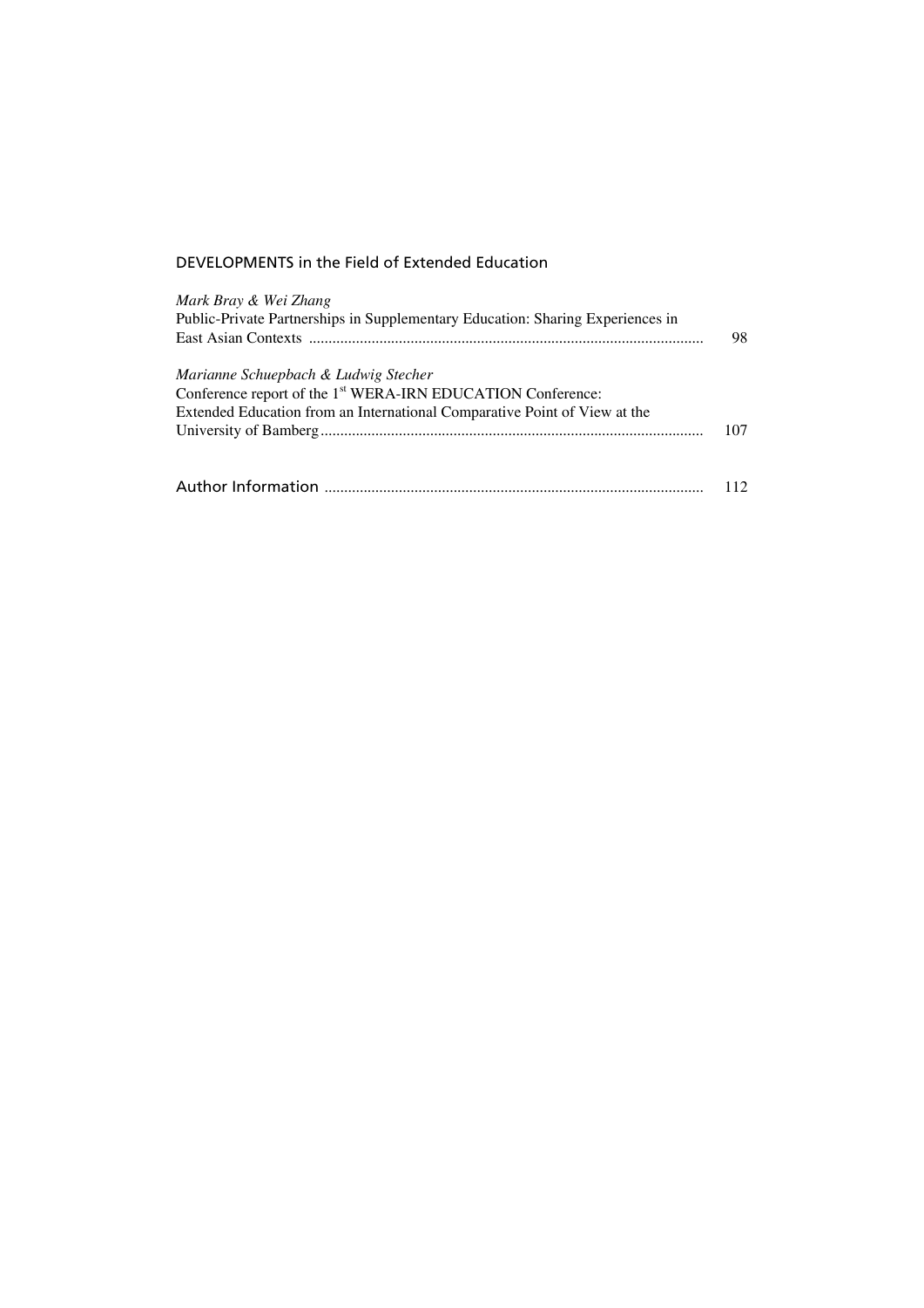## DEVELOPMENTS in the Field of Extended Education

*Mark Bray & Wei Zhang*
Public-Private Partnerships in Supplementary Education: Sharing Experiences in East Asian Contexts .......... 98

*Marianne Schuepbach & Ludwig Stecher*
Conference report of the 1st WERA-IRN EDUCATION Conference: Extended Education from an International Comparative Point of View at the University of Bamberg .......... 107

Author Information .......... 112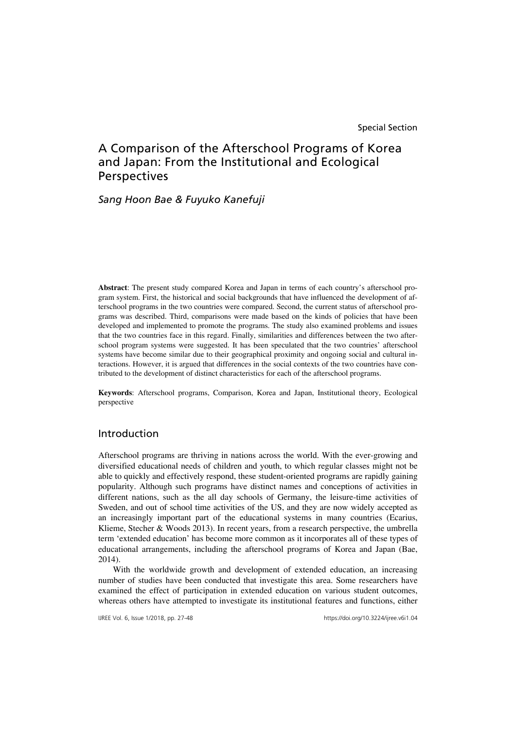Special Section

# A Comparison of the Afterschool Programs of Korea and Japan: From the Institutional and Ecological Perspectives

*Sang Hoon Bae & Fuyuko Kanefuji*

**Abstract**: The present study compared Korea and Japan in terms of each country's afterschool program system. First, the historical and social backgrounds that have influenced the development of afterschool programs in the two countries were compared. Second, the current status of afterschool programs was described. Third, comparisons were made based on the kinds of policies that have been developed and implemented to promote the programs. The study also examined problems and issues that the two countries face in this regard. Finally, similarities and differences between the two afterschool program systems were suggested. It has been speculated that the two countries' afterschool systems have become similar due to their geographical proximity and ongoing social and cultural interactions. However, it is argued that differences in the social contexts of the two countries have contributed to the development of distinct characteristics for each of the afterschool programs.

**Keywords**: Afterschool programs, Comparison, Korea and Japan, Institutional theory, Ecological perspective

## Introduction

Afterschool programs are thriving in nations across the world. With the ever-growing and diversified educational needs of children and youth, to which regular classes might not be able to quickly and effectively respond, these student-oriented programs are rapidly gaining popularity. Although such programs have distinct names and conceptions of activities in different nations, such as the all day schools of Germany, the leisure-time activities of Sweden, and out of school time activities of the US, and they are now widely accepted as an increasingly important part of the educational systems in many countries (Ecarius, Klieme, Stecher & Woods 2013). In recent years, from a research perspective, the umbrella term 'extended education' has become more common as it incorporates all of these types of educational arrangements, including the afterschool programs of Korea and Japan (Bae, 2014).

With the worldwide growth and development of extended education, an increasing number of studies have been conducted that investigate this area. Some researchers have examined the effect of participation in extended education on various student outcomes, whereas others have attempted to investigate its institutional features and functions, either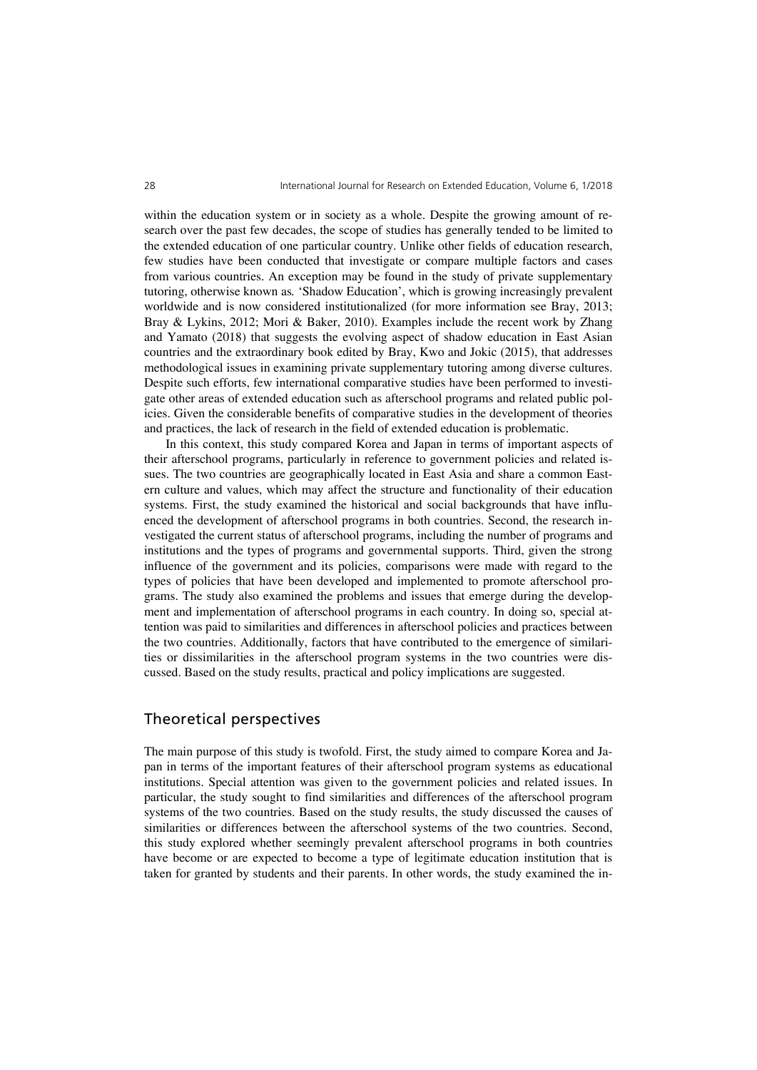within the education system or in society as a whole. Despite the growing amount of research over the past few decades, the scope of studies has generally tended to be limited to the extended education of one particular country. Unlike other fields of education research, few studies have been conducted that investigate or compare multiple factors and cases from various countries. An exception may be found in the study of private supplementary tutoring, otherwise known as 'Shadow Education', which is growing increasingly prevalent worldwide and is now considered institutionalized (for more information see Bray, 2013; Bray & Lykins, 2012; Mori & Baker, 2010). Examples include the recent work by Zhang and Yamato (2018) that suggests the evolving aspect of shadow education in East Asian countries and the extraordinary book edited by Bray, Kwo and Jokic (2015), that addresses methodological issues in examining private supplementary tutoring among diverse cultures. Despite such efforts, few international comparative studies have been performed to investigate other areas of extended education such as afterschool programs and related public policies. Given the considerable benefits of comparative studies in the development of theories and practices, the lack of research in the field of extended education is problematic.

In this context, this study compared Korea and Japan in terms of important aspects of their afterschool programs, particularly in reference to government policies and related issues. The two countries are geographically located in East Asia and share a common Eastern culture and values, which may affect the structure and functionality of their education systems. First, the study examined the historical and social backgrounds that have influenced the development of afterschool programs in both countries. Second, the research investigated the current status of afterschool programs, including the number of programs and institutions and the types of programs and governmental supports. Third, given the strong influence of the government and its policies, comparisons were made with regard to the types of policies that have been developed and implemented to promote afterschool programs. The study also examined the problems and issues that emerge during the development and implementation of afterschool programs in each country. In doing so, special attention was paid to similarities and differences in afterschool policies and practices between the two countries. Additionally, factors that have contributed to the emergence of similarities or dissimilarities in the afterschool program systems in the two countries were discussed. Based on the study results, practical and policy implications are suggested.

## Theoretical perspectives

The main purpose of this study is twofold. First, the study aimed to compare Korea and Japan in terms of the important features of their afterschool program systems as educational institutions. Special attention was given to the government policies and related issues. In particular, the study sought to find similarities and differences of the afterschool program systems of the two countries. Based on the study results, the study discussed the causes of similarities or differences between the afterschool systems of the two countries. Second, this study explored whether seemingly prevalent afterschool programs in both countries have become or are expected to become a type of legitimate education institution that is taken for granted by students and their parents. In other words, the study examined the in-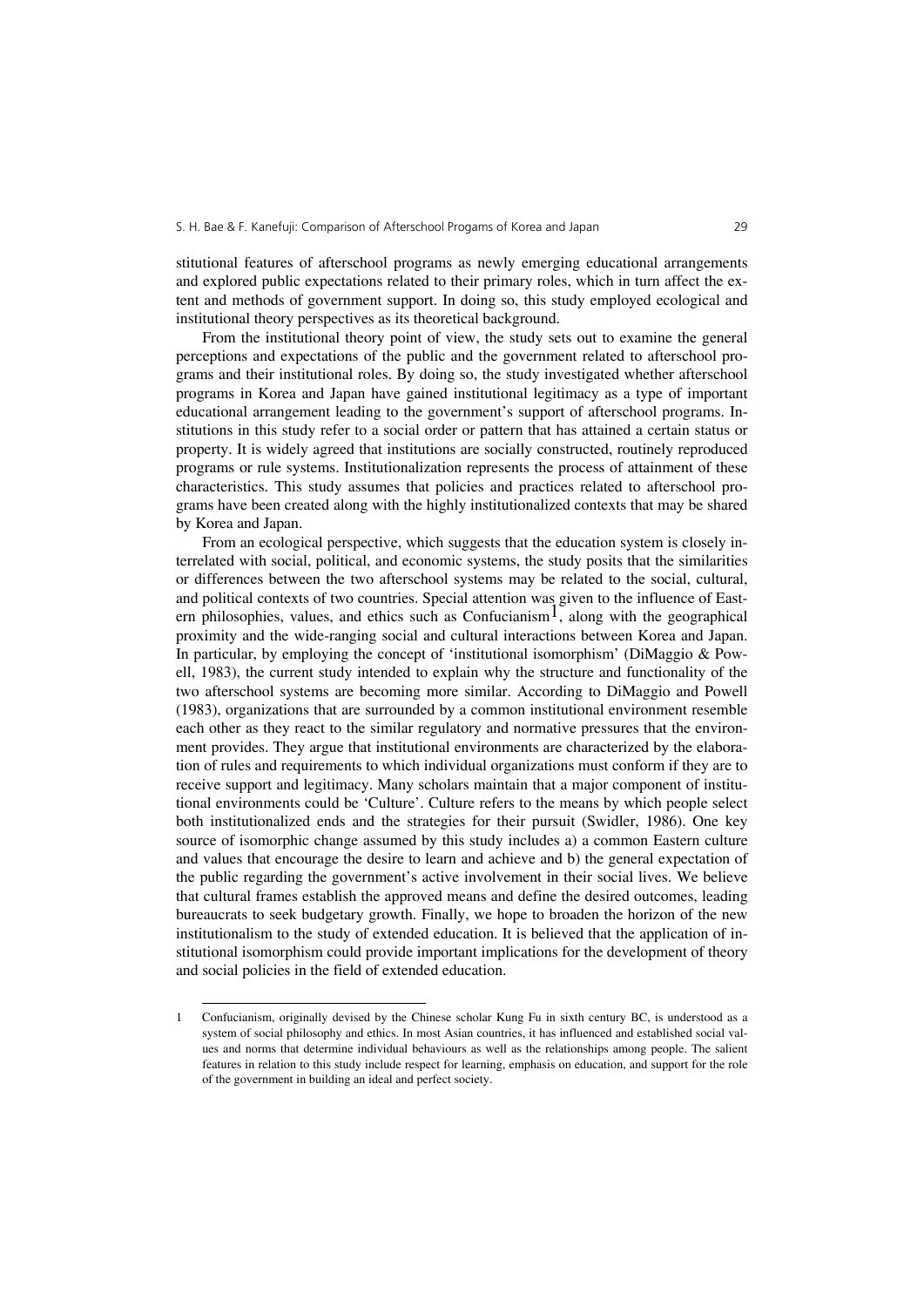stitutional features of afterschool programs as newly emerging educational arrangements and explored public expectations related to their primary roles, which in turn affect the extent and methods of government support. In doing so, this study employed ecological and institutional theory perspectives as its theoretical background.

From the institutional theory point of view, the study sets out to examine the general perceptions and expectations of the public and the government related to afterschool programs and their institutional roles. By doing so, the study investigated whether afterschool programs in Korea and Japan have gained institutional legitimacy as a type of important educational arrangement leading to the government's support of afterschool programs. Institutions in this study refer to a social order or pattern that has attained a certain status or property. It is widely agreed that institutions are socially constructed, routinely reproduced programs or rule systems. Institutionalization represents the process of attainment of these characteristics. This study assumes that policies and practices related to afterschool programs have been created along with the highly institutionalized contexts that may be shared by Korea and Japan.

From an ecological perspective, which suggests that the education system is closely interrelated with social, political, and economic systems, the study posits that the similarities or differences between the two afterschool systems may be related to the social, cultural, and political contexts of two countries. Special attention was given to the influence of Eastern philosophies, values, and ethics such as Confucianism[1], along with the geographical proximity and the wide-ranging social and cultural interactions between Korea and Japan. In particular, by employing the concept of 'institutional isomorphism' (DiMaggio & Powell, 1983), the current study intended to explain why the structure and functionality of the two afterschool systems are becoming more similar. According to DiMaggio and Powell (1983), organizations that are surrounded by a common institutional environment resemble each other as they react to the similar regulatory and normative pressures that the environment provides. They argue that institutional environments are characterized by the elaboration of rules and requirements to which individual organizations must conform if they are to receive support and legitimacy. Many scholars maintain that a major component of institutional environments could be 'Culture'. Culture refers to the means by which people select both institutionalized ends and the strategies for their pursuit (Swidler, 1986). One key source of isomorphic change assumed by this study includes a) a common Eastern culture and values that encourage the desire to learn and achieve and b) the general expectation of the public regarding the government's active involvement in their social lives. We believe that cultural frames establish the approved means and define the desired outcomes, leading bureaucrats to seek budgetary growth. Finally, we hope to broaden the horizon of the new institutionalism to the study of extended education. It is believed that the application of institutional isomorphism could provide important implications for the development of theory and social policies in the field of extended education.

1 Confucianism, originally devised by the Chinese scholar Kung Fu in sixth century BC, is understood as a system of social philosophy and ethics. In most Asian countries, it has influenced and established social values and norms that determine individual behaviours as well as the relationships among people. The salient features in relation to this study include respect for learning, emphasis on education, and support for the role of the government in building an ideal and perfect society.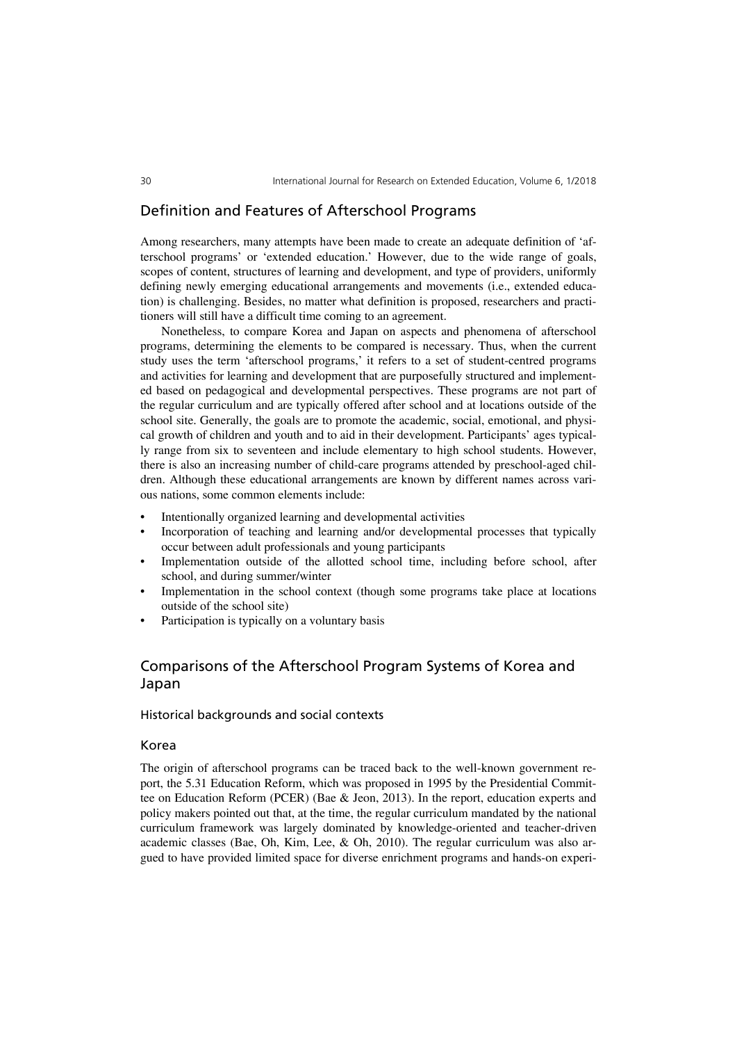## Definition and Features of Afterschool Programs

Among researchers, many attempts have been made to create an adequate definition of 'afterschool programs' or 'extended education.' However, due to the wide range of goals, scopes of content, structures of learning and development, and type of providers, uniformly defining newly emerging educational arrangements and movements (i.e., extended education) is challenging. Besides, no matter what definition is proposed, researchers and practitioners will still have a difficult time coming to an agreement.

Nonetheless, to compare Korea and Japan on aspects and phenomena of afterschool programs, determining the elements to be compared is necessary. Thus, when the current study uses the term 'afterschool programs,' it refers to a set of student-centred programs and activities for learning and development that are purposefully structured and implemented based on pedagogical and developmental perspectives. These programs are not part of the regular curriculum and are typically offered after school and at locations outside of the school site. Generally, the goals are to promote the academic, social, emotional, and physical growth of children and youth and to aid in their development. Participants' ages typically range from six to seventeen and include elementary to high school students. However, there is also an increasing number of child-care programs attended by preschool-aged children. Although these educational arrangements are known by different names across various nations, some common elements include:

- Intentionally organized learning and developmental activities
- Incorporation of teaching and learning and/or developmental processes that typically occur between adult professionals and young participants
- Implementation outside of the allotted school time, including before school, after school, and during summer/winter
- Implementation in the school context (though some programs take place at locations outside of the school site)
- Participation is typically on a voluntary basis

## Comparisons of the Afterschool Program Systems of Korea and Japan

### Historical backgrounds and social contexts

#### Korea

The origin of afterschool programs can be traced back to the well-known government report, the 5.31 Education Reform, which was proposed in 1995 by the Presidential Committee on Education Reform (PCER) (Bae & Jeon, 2013). In the report, education experts and policy makers pointed out that, at the time, the regular curriculum mandated by the national curriculum framework was largely dominated by knowledge-oriented and teacher-driven academic classes (Bae, Oh, Kim, Lee, & Oh, 2010). The regular curriculum was also argued to have provided limited space for diverse enrichment programs and hands-on experi-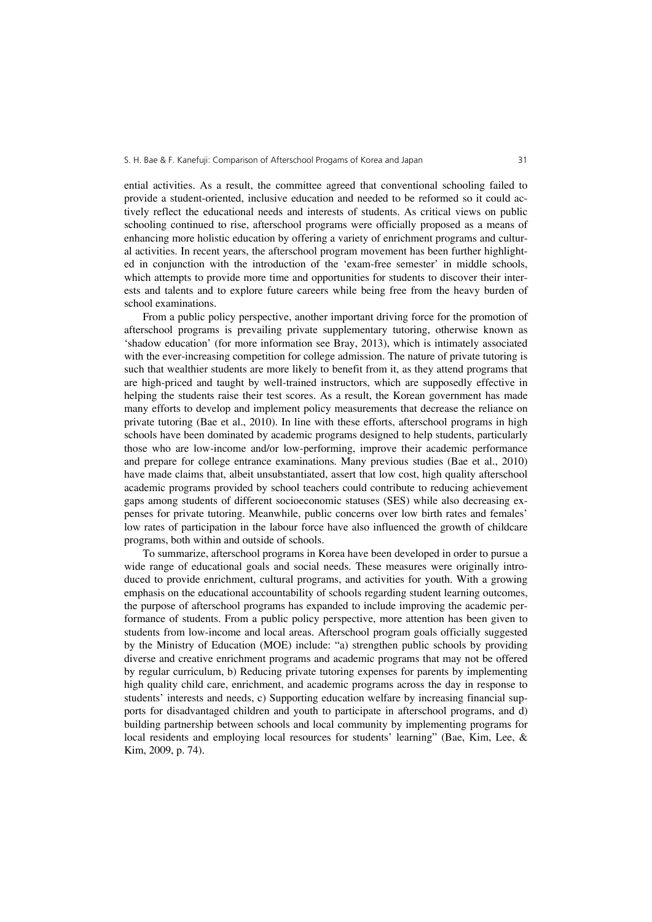ential activities. As a result, the committee agreed that conventional schooling failed to provide a student-oriented, inclusive education and needed to be reformed so it could actively reflect the educational needs and interests of students. As critical views on public schooling continued to rise, afterschool programs were officially proposed as a means of enhancing more holistic education by offering a variety of enrichment programs and cultural activities. In recent years, the afterschool program movement has been further highlighted in conjunction with the introduction of the 'exam-free semester' in middle schools, which attempts to provide more time and opportunities for students to discover their interests and talents and to explore future careers while being free from the heavy burden of school examinations.

From a public policy perspective, another important driving force for the promotion of afterschool programs is prevailing private supplementary tutoring, otherwise known as 'shadow education' (for more information see Bray, 2013), which is intimately associated with the ever-increasing competition for college admission. The nature of private tutoring is such that wealthier students are more likely to benefit from it, as they attend programs that are high-priced and taught by well-trained instructors, which are supposedly effective in helping the students raise their test scores. As a result, the Korean government has made many efforts to develop and implement policy measurements that decrease the reliance on private tutoring (Bae et al., 2010). In line with these efforts, afterschool programs in high schools have been dominated by academic programs designed to help students, particularly those who are low-income and/or low-performing, improve their academic performance and prepare for college entrance examinations. Many previous studies (Bae et al., 2010) have made claims that, albeit unsubstantiated, assert that low cost, high quality afterschool academic programs provided by school teachers could contribute to reducing achievement gaps among students of different socioeconomic statuses (SES) while also decreasing expenses for private tutoring. Meanwhile, public concerns over low birth rates and females' low rates of participation in the labour force have also influenced the growth of childcare programs, both within and outside of schools.

To summarize, afterschool programs in Korea have been developed in order to pursue a wide range of educational goals and social needs. These measures were originally introduced to provide enrichment, cultural programs, and activities for youth. With a growing emphasis on the educational accountability of schools regarding student learning outcomes, the purpose of afterschool programs has expanded to include improving the academic performance of students. From a public policy perspective, more attention has been given to students from low-income and local areas. Afterschool program goals officially suggested by the Ministry of Education (MOE) include: "a) strengthen public schools by providing diverse and creative enrichment programs and academic programs that may not be offered by regular curriculum, b) Reducing private tutoring expenses for parents by implementing high quality child care, enrichment, and academic programs across the day in response to students' interests and needs, c) Supporting education welfare by increasing financial supports for disadvantaged children and youth to participate in afterschool programs, and d) building partnership between schools and local community by implementing programs for local residents and employing local resources for students' learning" (Bae, Kim, Lee, & Kim, 2009, p. 74).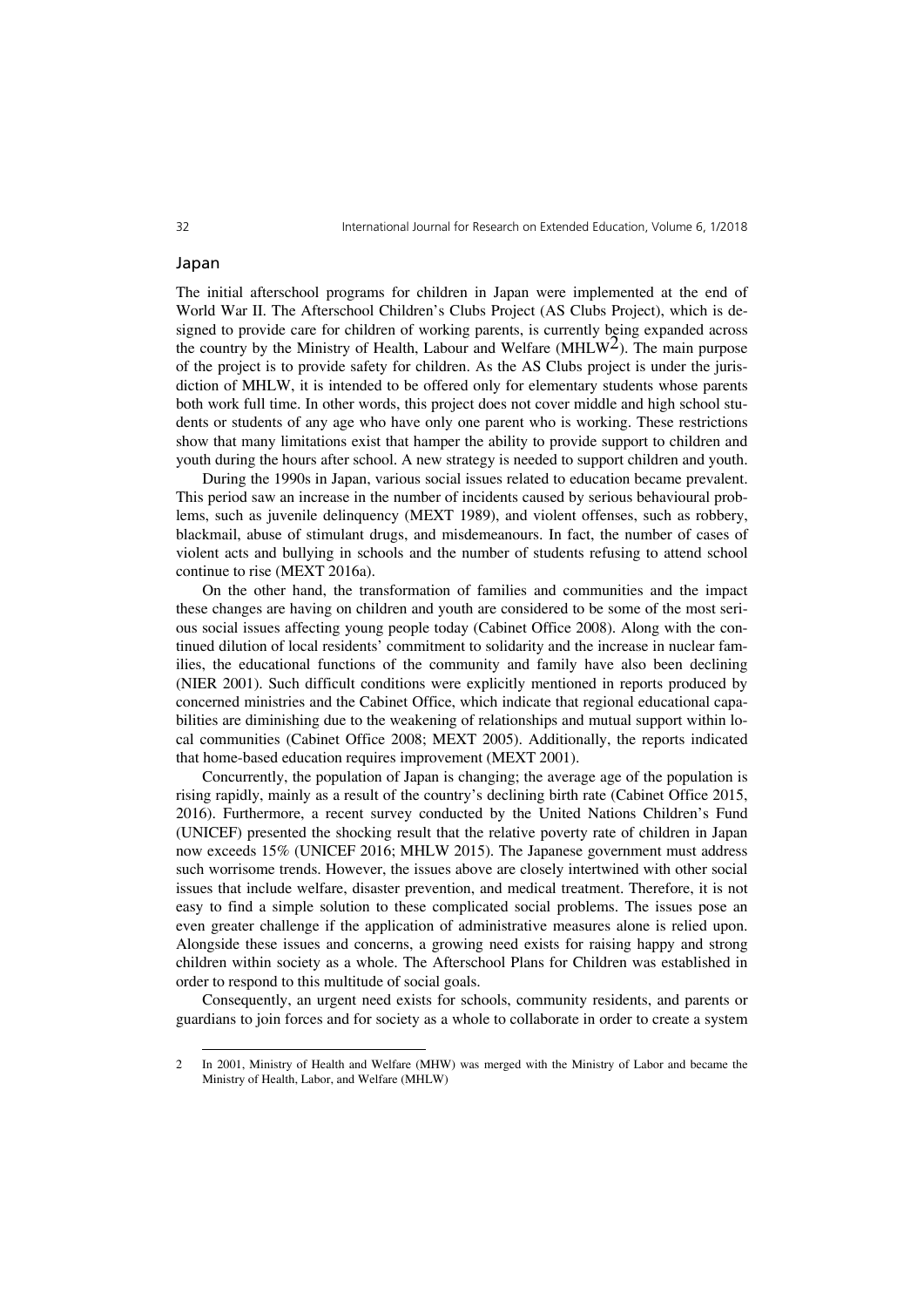## Japan

The initial afterschool programs for children in Japan were implemented at the end of World War II. The Afterschool Children's Clubs Project (AS Clubs Project), which is designed to provide care for children of working parents, is currently being expanded across the country by the Ministry of Health, Labour and Welfare (MHLW[2]). The main purpose of the project is to provide safety for children. As the AS Clubs project is under the jurisdiction of MHLW, it is intended to be offered only for elementary students whose parents both work full time. In other words, this project does not cover middle and high school students or students of any age who have only one parent who is working. These restrictions show that many limitations exist that hamper the ability to provide support to children and youth during the hours after school. A new strategy is needed to support children and youth.

During the 1990s in Japan, various social issues related to education became prevalent. This period saw an increase in the number of incidents caused by serious behavioural problems, such as juvenile delinquency (MEXT 1989), and violent offenses, such as robbery, blackmail, abuse of stimulant drugs, and misdemeanours. In fact, the number of cases of violent acts and bullying in schools and the number of students refusing to attend school continue to rise (MEXT 2016a).

On the other hand, the transformation of families and communities and the impact these changes are having on children and youth are considered to be some of the most serious social issues affecting young people today (Cabinet Office 2008). Along with the continued dilution of local residents' commitment to solidarity and the increase in nuclear families, the educational functions of the community and family have also been declining (NIER 2001). Such difficult conditions were explicitly mentioned in reports produced by concerned ministries and the Cabinet Office, which indicate that regional educational capabilities are diminishing due to the weakening of relationships and mutual support within local communities (Cabinet Office 2008; MEXT 2005). Additionally, the reports indicated that home-based education requires improvement (MEXT 2001).

Concurrently, the population of Japan is changing; the average age of the population is rising rapidly, mainly as a result of the country's declining birth rate (Cabinet Office 2015, 2016). Furthermore, a recent survey conducted by the United Nations Children's Fund (UNICEF) presented the shocking result that the relative poverty rate of children in Japan now exceeds 15% (UNICEF 2016; MHLW 2015). The Japanese government must address such worrisome trends. However, the issues above are closely intertwined with other social issues that include welfare, disaster prevention, and medical treatment. Therefore, it is not easy to find a simple solution to these complicated social problems. The issues pose an even greater challenge if the application of administrative measures alone is relied upon. Alongside these issues and concerns, a growing need exists for raising happy and strong children within society as a whole. The Afterschool Plans for Children was established in order to respond to this multitude of social goals.

Consequently, an urgent need exists for schools, community residents, and parents or guardians to join forces and for society as a whole to collaborate in order to create a system

---

2 In 2001, Ministry of Health and Welfare (MHW) was merged with the Ministry of Labor and became the Ministry of Health, Labor, and Welfare (MHLW)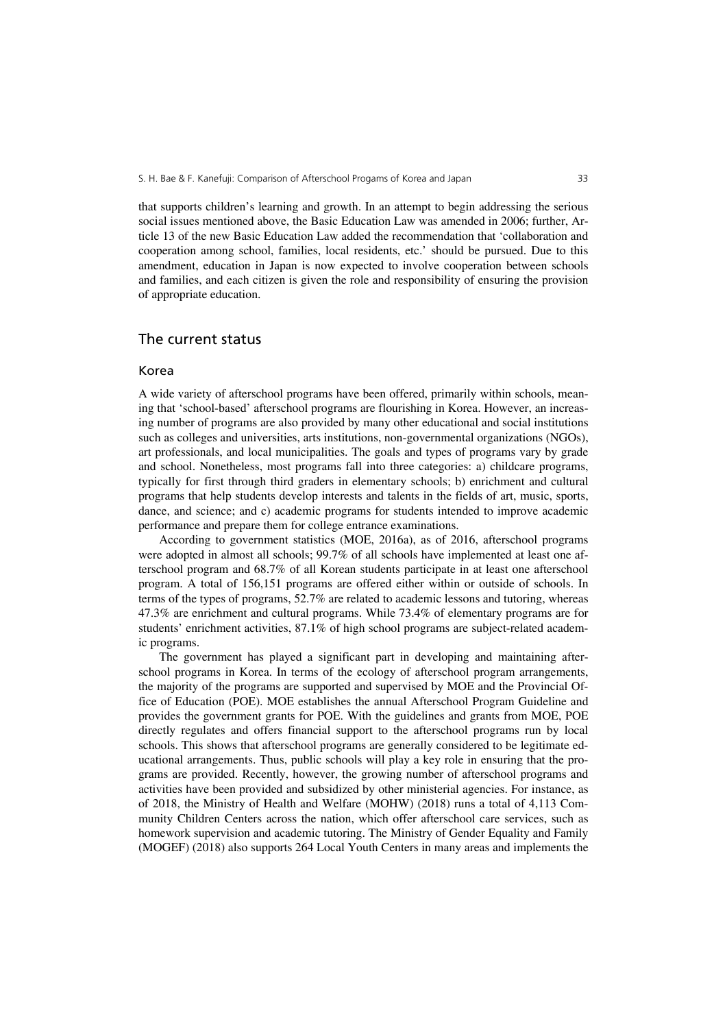that supports children's learning and growth. In an attempt to begin addressing the serious social issues mentioned above, the Basic Education Law was amended in 2006; further, Article 13 of the new Basic Education Law added the recommendation that 'collaboration and cooperation among school, families, local residents, etc.' should be pursued. Due to this amendment, education in Japan is now expected to involve cooperation between schools and families, and each citizen is given the role and responsibility of ensuring the provision of appropriate education.

## The current status

### Korea

A wide variety of afterschool programs have been offered, primarily within schools, meaning that 'school-based' afterschool programs are flourishing in Korea. However, an increasing number of programs are also provided by many other educational and social institutions such as colleges and universities, arts institutions, non-governmental organizations (NGOs), art professionals, and local municipalities. The goals and types of programs vary by grade and school. Nonetheless, most programs fall into three categories: a) childcare programs, typically for first through third graders in elementary schools; b) enrichment and cultural programs that help students develop interests and talents in the fields of art, music, sports, dance, and science; and c) academic programs for students intended to improve academic performance and prepare them for college entrance examinations.

According to government statistics (MOE, 2016a), as of 2016, afterschool programs were adopted in almost all schools; 99.7% of all schools have implemented at least one afterschool program and 68.7% of all Korean students participate in at least one afterschool program. A total of 156,151 programs are offered either within or outside of schools. In terms of the types of programs, 52.7% are related to academic lessons and tutoring, whereas 47.3% are enrichment and cultural programs. While 73.4% of elementary programs are for students' enrichment activities, 87.1% of high school programs are subject-related academic programs.

The government has played a significant part in developing and maintaining afterschool programs in Korea. In terms of the ecology of afterschool program arrangements, the majority of the programs are supported and supervised by MOE and the Provincial Office of Education (POE). MOE establishes the annual Afterschool Program Guideline and provides the government grants for POE. With the guidelines and grants from MOE, POE directly regulates and offers financial support to the afterschool programs run by local schools. This shows that afterschool programs are generally considered to be legitimate educational arrangements. Thus, public schools will play a key role in ensuring that the programs are provided. Recently, however, the growing number of afterschool programs and activities have been provided and subsidized by other ministerial agencies. For instance, as of 2018, the Ministry of Health and Welfare (MOHW) (2018) runs a total of 4,113 Community Children Centers across the nation, which offer afterschool care services, such as homework supervision and academic tutoring. The Ministry of Gender Equality and Family (MOGEF) (2018) also supports 264 Local Youth Centers in many areas and implements the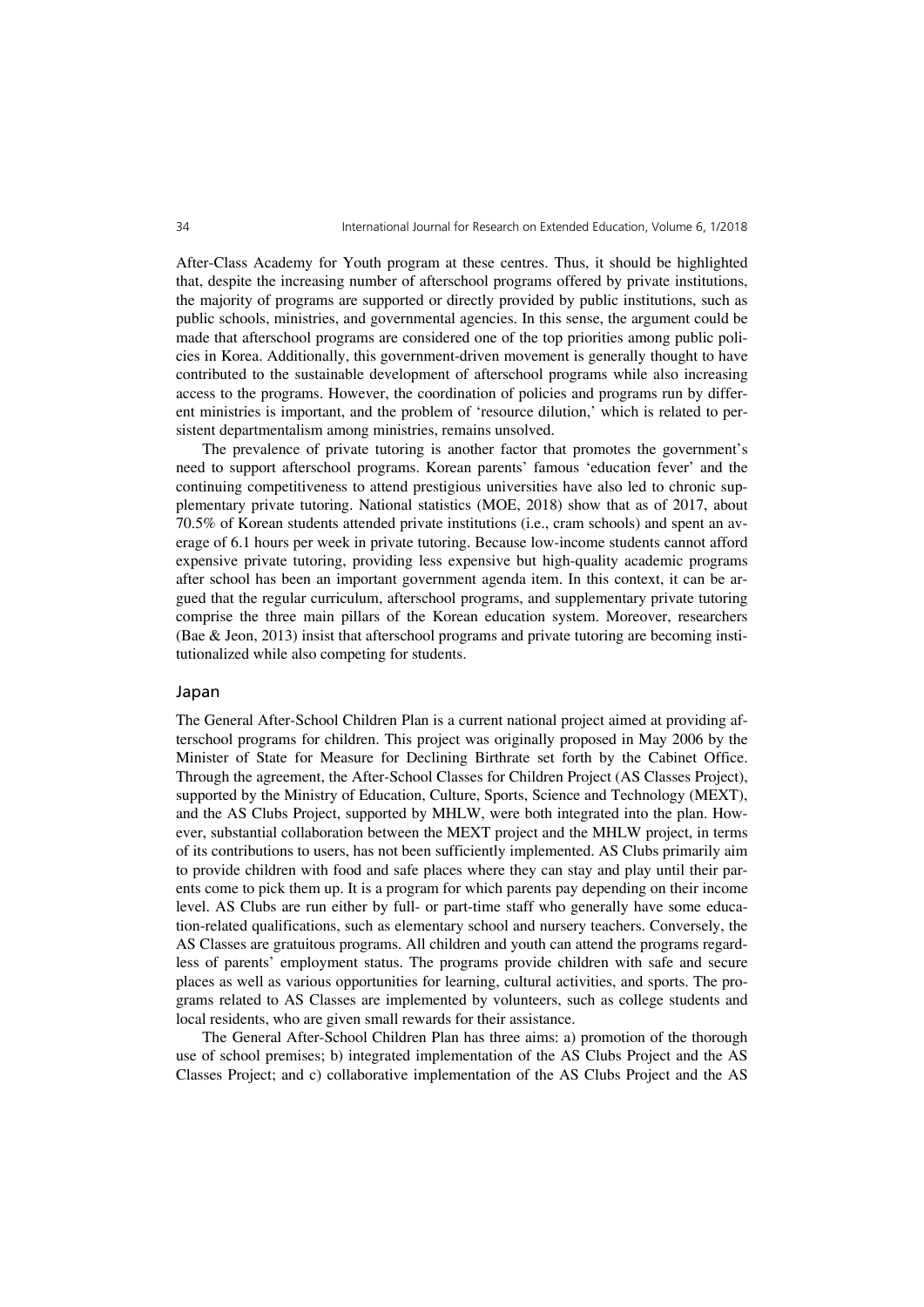After-Class Academy for Youth program at these centres. Thus, it should be highlighted that, despite the increasing number of afterschool programs offered by private institutions, the majority of programs are supported or directly provided by public institutions, such as public schools, ministries, and governmental agencies. In this sense, the argument could be made that afterschool programs are considered one of the top priorities among public policies in Korea. Additionally, this government-driven movement is generally thought to have contributed to the sustainable development of afterschool programs while also increasing access to the programs. However, the coordination of policies and programs run by different ministries is important, and the problem of 'resource dilution,' which is related to persistent departmentalism among ministries, remains unsolved.

The prevalence of private tutoring is another factor that promotes the government's need to support afterschool programs. Korean parents' famous 'education fever' and the continuing competitiveness to attend prestigious universities have also led to chronic supplementary private tutoring. National statistics (MOE, 2018) show that as of 2017, about 70.5% of Korean students attended private institutions (i.e., cram schools) and spent an average of 6.1 hours per week in private tutoring. Because low-income students cannot afford expensive private tutoring, providing less expensive but high-quality academic programs after school has been an important government agenda item. In this context, it can be argued that the regular curriculum, afterschool programs, and supplementary private tutoring comprise the three main pillars of the Korean education system. Moreover, researchers (Bae & Jeon, 2013) insist that afterschool programs and private tutoring are becoming institutionalized while also competing for students.

### Japan

The General After-School Children Plan is a current national project aimed at providing afterschool programs for children. This project was originally proposed in May 2006 by the Minister of State for Measure for Declining Birthrate set forth by the Cabinet Office. Through the agreement, the After-School Classes for Children Project (AS Classes Project), supported by the Ministry of Education, Culture, Sports, Science and Technology (MEXT), and the AS Clubs Project, supported by MHLW, were both integrated into the plan. However, substantial collaboration between the MEXT project and the MHLW project, in terms of its contributions to users, has not been sufficiently implemented. AS Clubs primarily aim to provide children with food and safe places where they can stay and play until their parents come to pick them up. It is a program for which parents pay depending on their income level. AS Clubs are run either by full- or part-time staff who generally have some education-related qualifications, such as elementary school and nursery teachers. Conversely, the AS Classes are gratuitous programs. All children and youth can attend the programs regardless of parents' employment status. The programs provide children with safe and secure places as well as various opportunities for learning, cultural activities, and sports. The programs related to AS Classes are implemented by volunteers, such as college students and local residents, who are given small rewards for their assistance.

The General After-School Children Plan has three aims: a) promotion of the thorough use of school premises; b) integrated implementation of the AS Clubs Project and the AS Classes Project; and c) collaborative implementation of the AS Clubs Project and the AS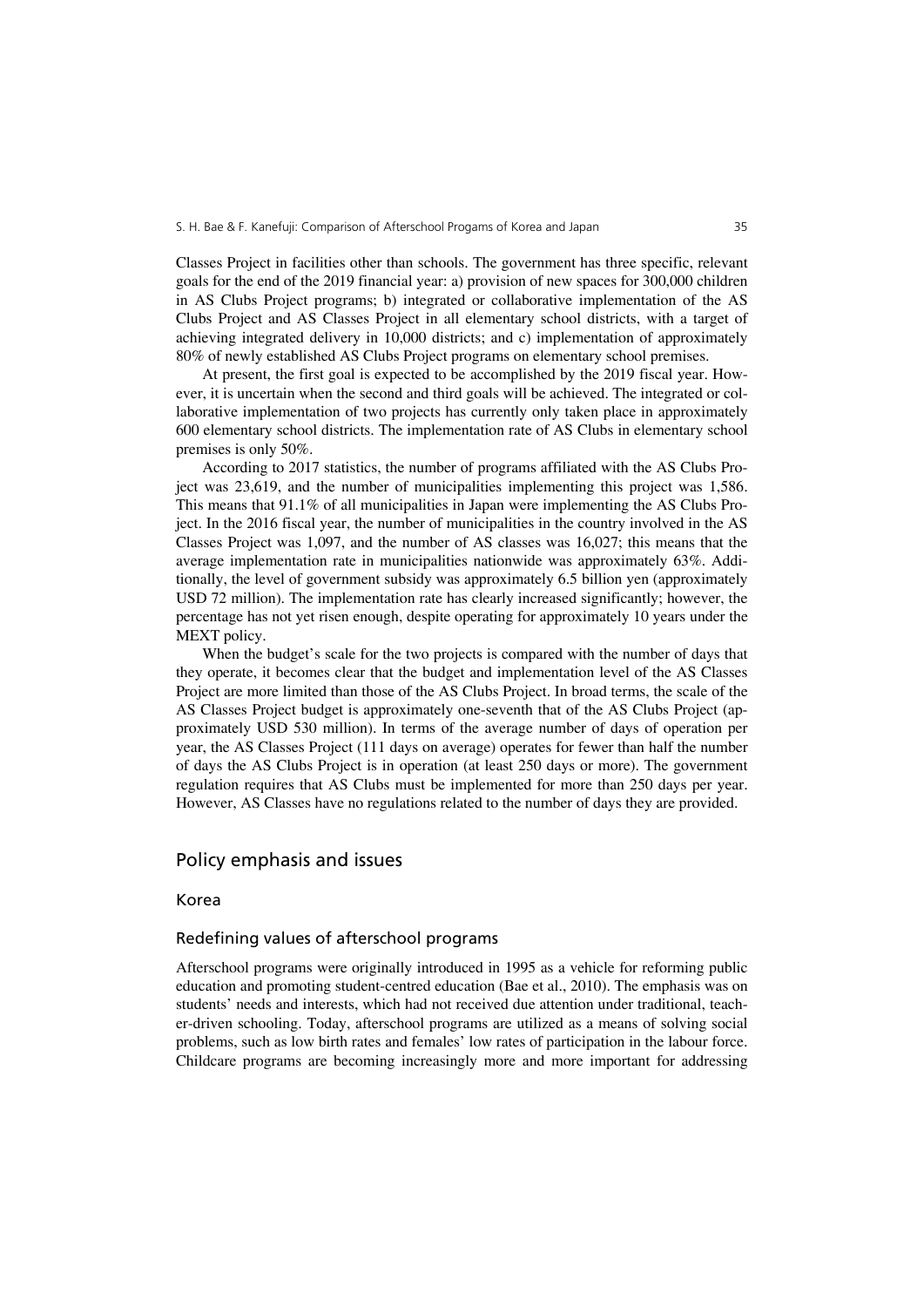Classes Project in facilities other than schools. The government has three specific, relevant goals for the end of the 2019 financial year: a) provision of new spaces for 300,000 children in AS Clubs Project programs; b) integrated or collaborative implementation of the AS Clubs Project and AS Classes Project in all elementary school districts, with a target of achieving integrated delivery in 10,000 districts; and c) implementation of approximately 80% of newly established AS Clubs Project programs on elementary school premises.

At present, the first goal is expected to be accomplished by the 2019 fiscal year. However, it is uncertain when the second and third goals will be achieved. The integrated or collaborative implementation of two projects has currently only taken place in approximately 600 elementary school districts. The implementation rate of AS Clubs in elementary school premises is only 50%.

According to 2017 statistics, the number of programs affiliated with the AS Clubs Project was 23,619, and the number of municipalities implementing this project was 1,586. This means that 91.1% of all municipalities in Japan were implementing the AS Clubs Project. In the 2016 fiscal year, the number of municipalities in the country involved in the AS Classes Project was 1,097, and the number of AS classes was 16,027; this means that the average implementation rate in municipalities nationwide was approximately 63%. Additionally, the level of government subsidy was approximately 6.5 billion yen (approximately USD 72 million). The implementation rate has clearly increased significantly; however, the percentage has not yet risen enough, despite operating for approximately 10 years under the MEXT policy.

When the budget's scale for the two projects is compared with the number of days that they operate, it becomes clear that the budget and implementation level of the AS Classes Project are more limited than those of the AS Clubs Project. In broad terms, the scale of the AS Classes Project budget is approximately one-seventh that of the AS Clubs Project (approximately USD 530 million). In terms of the average number of days of operation per year, the AS Classes Project (111 days on average) operates for fewer than half the number of days the AS Clubs Project is in operation (at least 250 days or more). The government regulation requires that AS Clubs must be implemented for more than 250 days per year. However, AS Classes have no regulations related to the number of days they are provided.

## Policy emphasis and issues

### Korea

#### Redefining values of afterschool programs

Afterschool programs were originally introduced in 1995 as a vehicle for reforming public education and promoting student-centred education (Bae et al., 2010). The emphasis was on students' needs and interests, which had not received due attention under traditional, teacher-driven schooling. Today, afterschool programs are utilized as a means of solving social problems, such as low birth rates and females' low rates of participation in the labour force. Childcare programs are becoming increasingly more and more important for addressing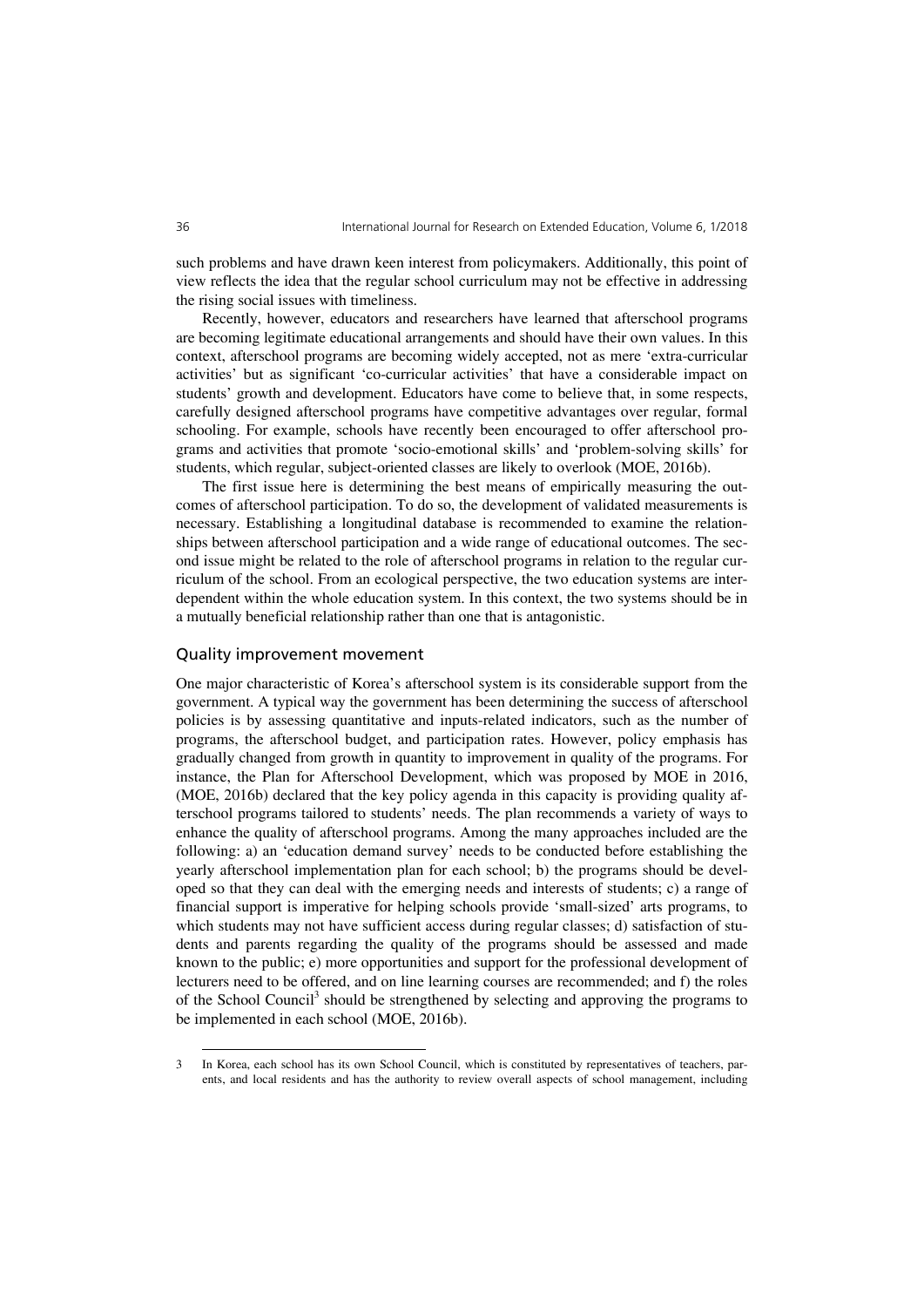such problems and have drawn keen interest from policymakers. Additionally, this point of view reflects the idea that the regular school curriculum may not be effective in addressing the rising social issues with timeliness.

Recently, however, educators and researchers have learned that afterschool programs are becoming legitimate educational arrangements and should have their own values. In this context, afterschool programs are becoming widely accepted, not as mere 'extra-curricular activities' but as significant 'co-curricular activities' that have a considerable impact on students' growth and development. Educators have come to believe that, in some respects, carefully designed afterschool programs have competitive advantages over regular, formal schooling. For example, schools have recently been encouraged to offer afterschool programs and activities that promote 'socio-emotional skills' and 'problem-solving skills' for students, which regular, subject-oriented classes are likely to overlook (MOE, 2016b).

The first issue here is determining the best means of empirically measuring the outcomes of afterschool participation. To do so, the development of validated measurements is necessary. Establishing a longitudinal database is recommended to examine the relationships between afterschool participation and a wide range of educational outcomes. The second issue might be related to the role of afterschool programs in relation to the regular curriculum of the school. From an ecological perspective, the two education systems are interdependent within the whole education system. In this context, the two systems should be in a mutually beneficial relationship rather than one that is antagonistic.

### Quality improvement movement

One major characteristic of Korea's afterschool system is its considerable support from the government. A typical way the government has been determining the success of afterschool policies is by assessing quantitative and inputs-related indicators, such as the number of programs, the afterschool budget, and participation rates. However, policy emphasis has gradually changed from growth in quantity to improvement in quality of the programs. For instance, the Plan for Afterschool Development, which was proposed by MOE in 2016, (MOE, 2016b) declared that the key policy agenda in this capacity is providing quality afterschool programs tailored to students' needs. The plan recommends a variety of ways to enhance the quality of afterschool programs. Among the many approaches included are the following: a) an 'education demand survey' needs to be conducted before establishing the yearly afterschool implementation plan for each school; b) the programs should be developed so that they can deal with the emerging needs and interests of students; c) a range of financial support is imperative for helping schools provide 'small-sized' arts programs, to which students may not have sufficient access during regular classes; d) satisfaction of students and parents regarding the quality of the programs should be assessed and made known to the public; e) more opportunities and support for the professional development of lecturers need to be offered, and on line learning courses are recommended; and f) the roles of the School Council[3] should be strengthened by selecting and approving the programs to be implemented in each school (MOE, 2016b).

3 In Korea, each school has its own School Council, which is constituted by representatives of teachers, parents, and local residents and has the authority to review overall aspects of school management, including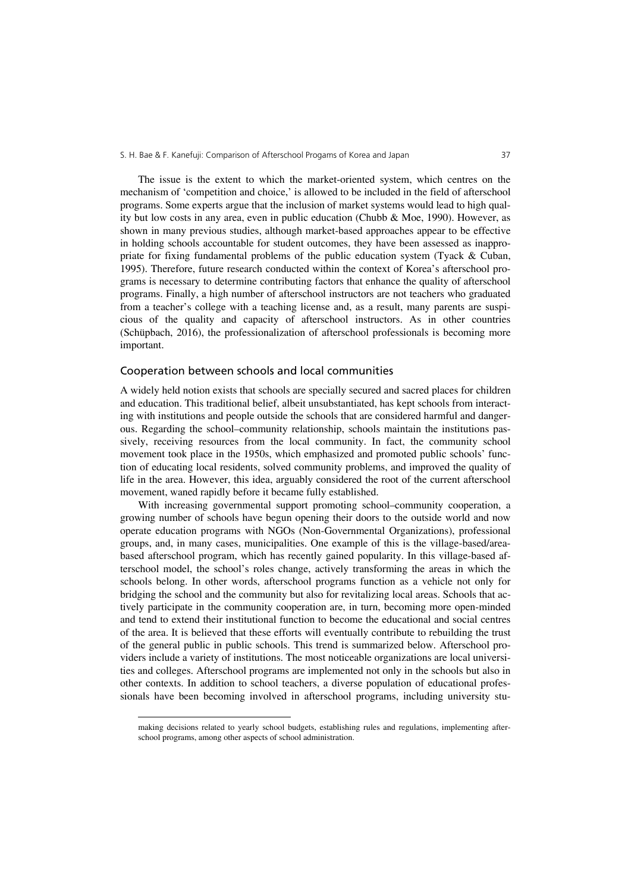The issue is the extent to which the market-oriented system, which centres on the mechanism of 'competition and choice,' is allowed to be included in the field of afterschool programs. Some experts argue that the inclusion of market systems would lead to high quality but low costs in any area, even in public education (Chubb & Moe, 1990). However, as shown in many previous studies, although market-based approaches appear to be effective in holding schools accountable for student outcomes, they have been assessed as inappropriate for fixing fundamental problems of the public education system (Tyack & Cuban, 1995). Therefore, future research conducted within the context of Korea's afterschool programs is necessary to determine contributing factors that enhance the quality of afterschool programs. Finally, a high number of afterschool instructors are not teachers who graduated from a teacher's college with a teaching license and, as a result, many parents are suspicious of the quality and capacity of afterschool instructors. As in other countries (Schüpbach, 2016), the professionalization of afterschool professionals is becoming more important.

## Cooperation between schools and local communities

A widely held notion exists that schools are specially secured and sacred places for children and education. This traditional belief, albeit unsubstantiated, has kept schools from interacting with institutions and people outside the schools that are considered harmful and dangerous. Regarding the school–community relationship, schools maintain the institutions passively, receiving resources from the local community. In fact, the community school movement took place in the 1950s, which emphasized and promoted public schools' function of educating local residents, solved community problems, and improved the quality of life in the area. However, this idea, arguably considered the root of the current afterschool movement, waned rapidly before it became fully established.

With increasing governmental support promoting school–community cooperation, a growing number of schools have begun opening their doors to the outside world and now operate education programs with NGOs (Non-Governmental Organizations), professional groups, and, in many cases, municipalities. One example of this is the village-based/area-based afterschool program, which has recently gained popularity. In this village-based afterschool model, the school's roles change, actively transforming the areas in which the schools belong. In other words, afterschool programs function as a vehicle not only for bridging the school and the community but also for revitalizing local areas. Schools that actively participate in the community cooperation are, in turn, becoming more open-minded and tend to extend their institutional function to become the educational and social centres of the area. It is believed that these efforts will eventually contribute to rebuilding the trust of the general public in public schools. This trend is summarized below. Afterschool providers include a variety of institutions. The most noticeable organizations are local universities and colleges. Afterschool programs are implemented not only in the schools but also in other contexts. In addition to school teachers, a diverse population of educational professionals have been becoming involved in afterschool programs, including university stu-

making decisions related to yearly school budgets, establishing rules and regulations, implementing afterschool programs, among other aspects of school administration.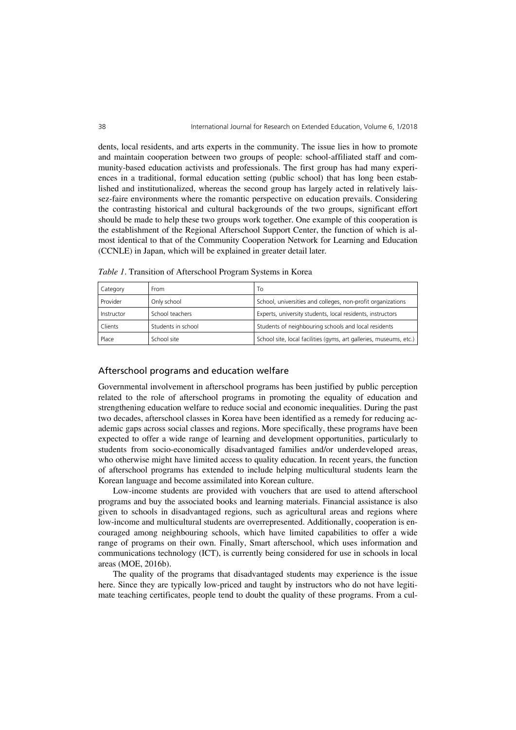dents, local residents, and arts experts in the community. The issue lies in how to promote and maintain cooperation between two groups of people: school-affiliated staff and community-based education activists and professionals. The first group has had many experiences in a traditional, formal education setting (public school) that has long been established and institutionalized, whereas the second group has largely acted in relatively laissez-faire environments where the romantic perspective on education prevails. Considering the contrasting historical and cultural backgrounds of the two groups, significant effort should be made to help these two groups work together. One example of this cooperation is the establishment of the Regional Afterschool Support Center, the function of which is almost identical to that of the Community Cooperation Network for Learning and Education (CCNLE) in Japan, which will be explained in greater detail later.

*Table 1*. Transition of Afterschool Program Systems in Korea

| Category | From | To |
|---|---|---|
| Provider | Only school | School, universities and colleges, non-profit organizations |
| Instructor | School teachers | Experts, university students, local residents, instructors |
| Clients | Students in school | Students of neighbouring schools and local residents |
| Place | School site | School site, local facilities (gyms, art galleries, museums, etc.) |

## Afterschool programs and education welfare

Governmental involvement in afterschool programs has been justified by public perception related to the role of afterschool programs in promoting the equality of education and strengthening education welfare to reduce social and economic inequalities. During the past two decades, afterschool classes in Korea have been identified as a remedy for reducing academic gaps across social classes and regions. More specifically, these programs have been expected to offer a wide range of learning and development opportunities, particularly to students from socio-economically disadvantaged families and/or underdeveloped areas, who otherwise might have limited access to quality education. In recent years, the function of afterschool programs has extended to include helping multicultural students learn the Korean language and become assimilated into Korean culture.

Low-income students are provided with vouchers that are used to attend afterschool programs and buy the associated books and learning materials. Financial assistance is also given to schools in disadvantaged regions, such as agricultural areas and regions where low-income and multicultural students are overrepresented. Additionally, cooperation is encouraged among neighbouring schools, which have limited capabilities to offer a wide range of programs on their own. Finally, Smart afterschool, which uses information and communications technology (ICT), is currently being considered for use in schools in local areas (MOE, 2016b).

The quality of the programs that disadvantaged students may experience is the issue here. Since they are typically low-priced and taught by instructors who do not have legitimate teaching certificates, people tend to doubt the quality of these programs. From a cul-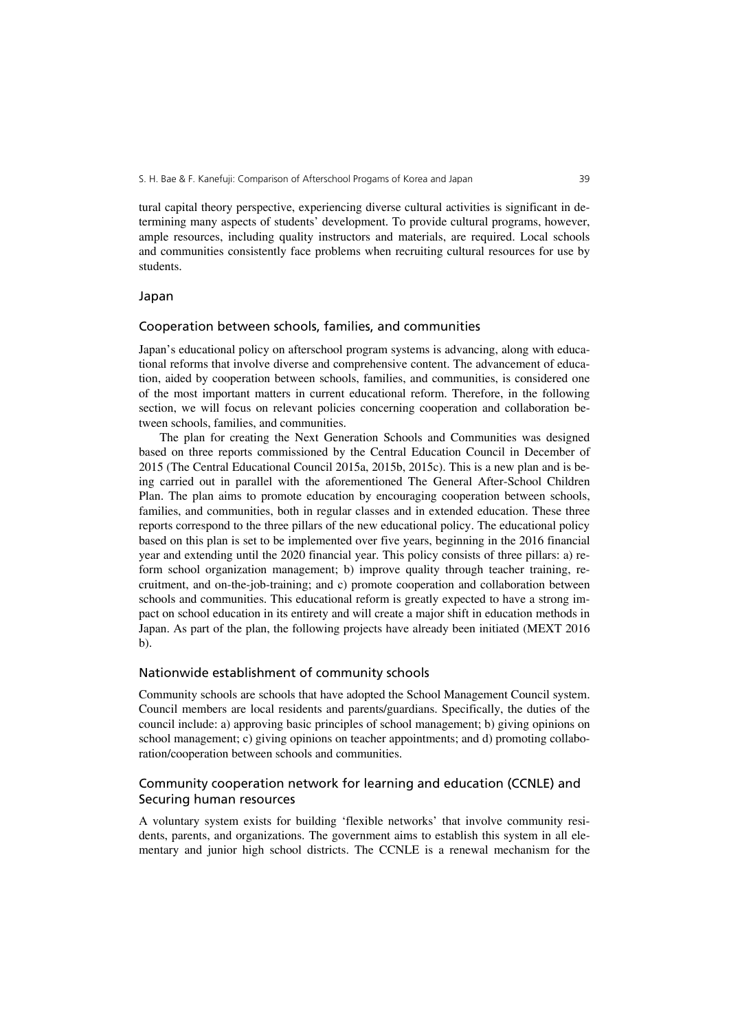tural capital theory perspective, experiencing diverse cultural activities is significant in determining many aspects of students' development. To provide cultural programs, however, ample resources, including quality instructors and materials, are required. Local schools and communities consistently face problems when recruiting cultural resources for use by students.

## Japan

### Cooperation between schools, families, and communities

Japan's educational policy on afterschool program systems is advancing, along with educational reforms that involve diverse and comprehensive content. The advancement of education, aided by cooperation between schools, families, and communities, is considered one of the most important matters in current educational reform. Therefore, in the following section, we will focus on relevant policies concerning cooperation and collaboration between schools, families, and communities.

The plan for creating the Next Generation Schools and Communities was designed based on three reports commissioned by the Central Education Council in December of 2015 (The Central Educational Council 2015a, 2015b, 2015c). This is a new plan and is being carried out in parallel with the aforementioned The General After-School Children Plan. The plan aims to promote education by encouraging cooperation between schools, families, and communities, both in regular classes and in extended education. These three reports correspond to the three pillars of the new educational policy. The educational policy based on this plan is set to be implemented over five years, beginning in the 2016 financial year and extending until the 2020 financial year. This policy consists of three pillars: a) reform school organization management; b) improve quality through teacher training, recruitment, and on-the-job-training; and c) promote cooperation and collaboration between schools and communities. This educational reform is greatly expected to have a strong impact on school education in its entirety and will create a major shift in education methods in Japan. As part of the plan, the following projects have already been initiated (MEXT 2016 b).

### Nationwide establishment of community schools

Community schools are schools that have adopted the School Management Council system. Council members are local residents and parents/guardians. Specifically, the duties of the council include: a) approving basic principles of school management; b) giving opinions on school management; c) giving opinions on teacher appointments; and d) promoting collaboration/cooperation between schools and communities.

### Community cooperation network for learning and education (CCNLE) and Securing human resources

A voluntary system exists for building 'flexible networks' that involve community residents, parents, and organizations. The government aims to establish this system in all elementary and junior high school districts. The CCNLE is a renewal mechanism for the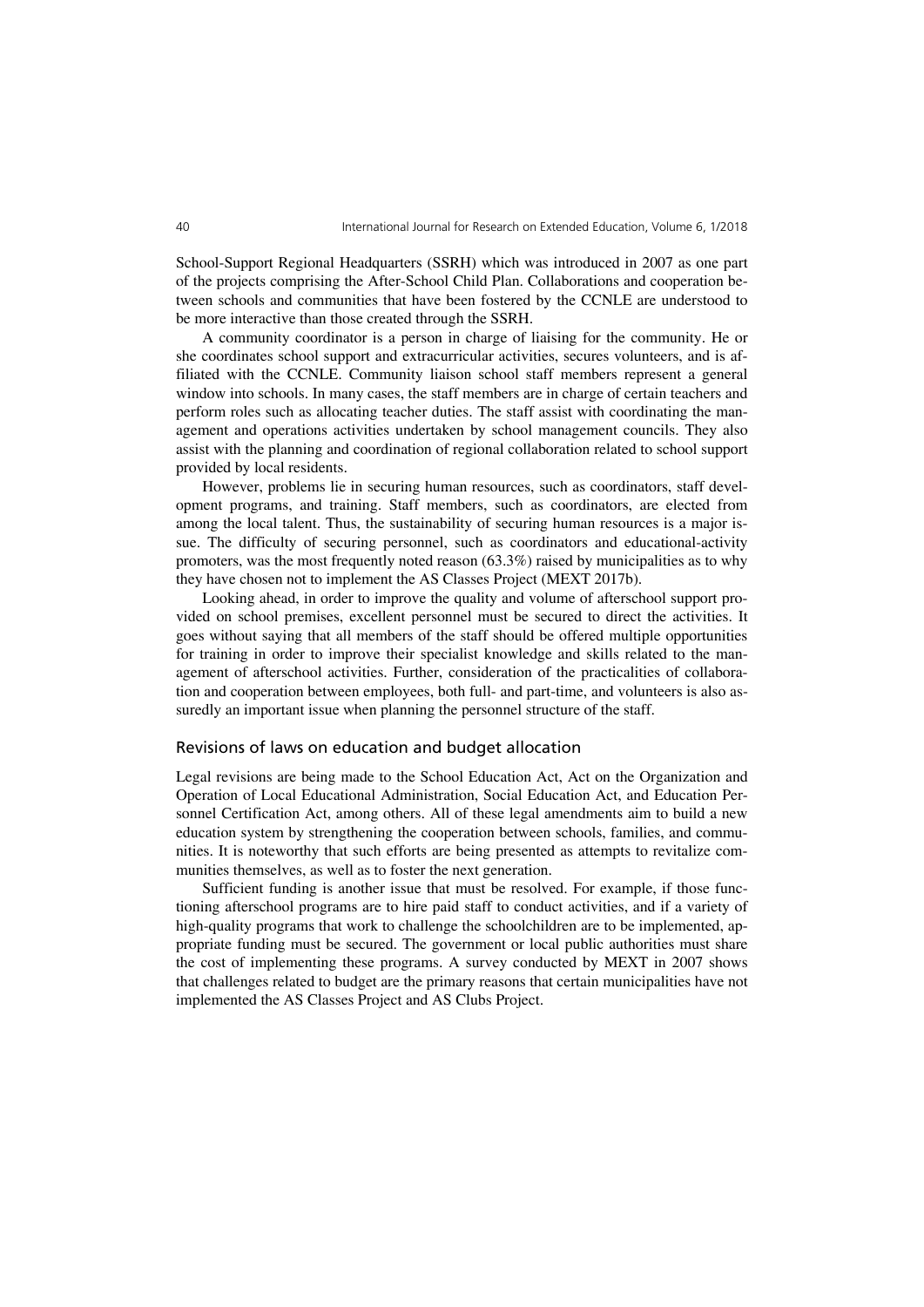School-Support Regional Headquarters (SSRH) which was introduced in 2007 as one part of the projects comprising the After-School Child Plan. Collaborations and cooperation between schools and communities that have been fostered by the CCNLE are understood to be more interactive than those created through the SSRH.

A community coordinator is a person in charge of liaising for the community. He or she coordinates school support and extracurricular activities, secures volunteers, and is affiliated with the CCNLE. Community liaison school staff members represent a general window into schools. In many cases, the staff members are in charge of certain teachers and perform roles such as allocating teacher duties. The staff assist with coordinating the management and operations activities undertaken by school management councils. They also assist with the planning and coordination of regional collaboration related to school support provided by local residents.

However, problems lie in securing human resources, such as coordinators, staff development programs, and training. Staff members, such as coordinators, are elected from among the local talent. Thus, the sustainability of securing human resources is a major issue. The difficulty of securing personnel, such as coordinators and educational-activity promoters, was the most frequently noted reason (63.3%) raised by municipalities as to why they have chosen not to implement the AS Classes Project (MEXT 2017b).

Looking ahead, in order to improve the quality and volume of afterschool support provided on school premises, excellent personnel must be secured to direct the activities. It goes without saying that all members of the staff should be offered multiple opportunities for training in order to improve their specialist knowledge and skills related to the management of afterschool activities. Further, consideration of the practicalities of collaboration and cooperation between employees, both full- and part-time, and volunteers is also assuredly an important issue when planning the personnel structure of the staff.

## Revisions of laws on education and budget allocation

Legal revisions are being made to the School Education Act, Act on the Organization and Operation of Local Educational Administration, Social Education Act, and Education Personnel Certification Act, among others. All of these legal amendments aim to build a new education system by strengthening the cooperation between schools, families, and communities. It is noteworthy that such efforts are being presented as attempts to revitalize communities themselves, as well as to foster the next generation.

Sufficient funding is another issue that must be resolved. For example, if those functioning afterschool programs are to hire paid staff to conduct activities, and if a variety of high-quality programs that work to challenge the schoolchildren are to be implemented, appropriate funding must be secured. The government or local public authorities must share the cost of implementing these programs. A survey conducted by MEXT in 2007 shows that challenges related to budget are the primary reasons that certain municipalities have not implemented the AS Classes Project and AS Clubs Project.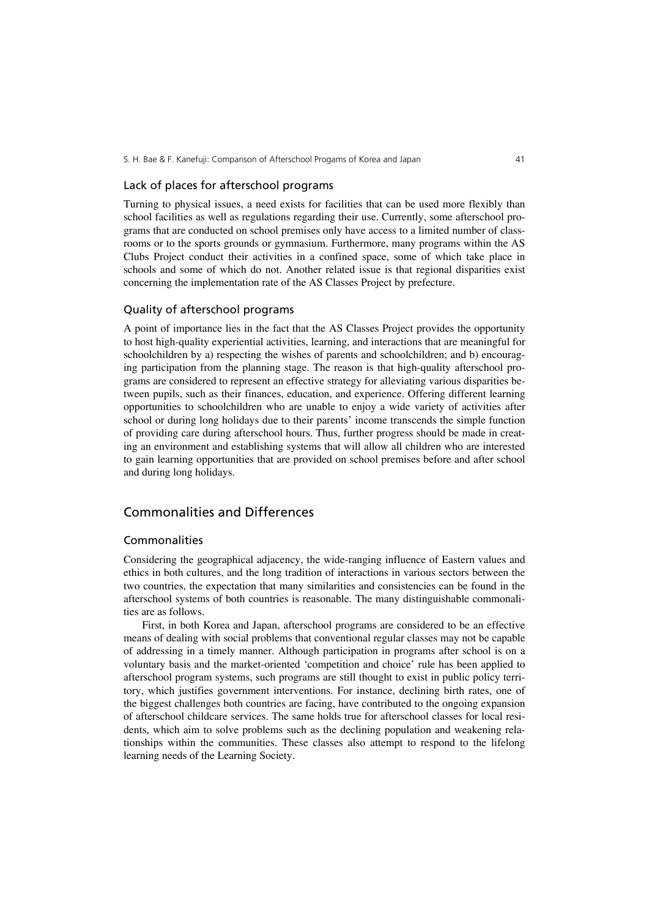### Lack of places for afterschool programs

Turning to physical issues, a need exists for facilities that can be used more flexibly than school facilities as well as regulations regarding their use. Currently, some afterschool programs that are conducted on school premises only have access to a limited number of classrooms or to the sports grounds or gymnasium. Furthermore, many programs within the AS Clubs Project conduct their activities in a confined space, some of which take place in schools and some of which do not. Another related issue is that regional disparities exist concerning the implementation rate of the AS Classes Project by prefecture.

### Quality of afterschool programs

A point of importance lies in the fact that the AS Classes Project provides the opportunity to host high-quality experiential activities, learning, and interactions that are meaningful for schoolchildren by a) respecting the wishes of parents and schoolchildren; and b) encouraging participation from the planning stage. The reason is that high-quality afterschool programs are considered to represent an effective strategy for alleviating various disparities between pupils, such as their finances, education, and experience. Offering different learning opportunities to schoolchildren who are unable to enjoy a wide variety of activities after school or during long holidays due to their parents' income transcends the simple function of providing care during afterschool hours. Thus, further progress should be made in creating an environment and establishing systems that will allow all children who are interested to gain learning opportunities that are provided on school premises before and after school and during long holidays.

## Commonalities and Differences

### Commonalities

Considering the geographical adjacency, the wide-ranging influence of Eastern values and ethics in both cultures, and the long tradition of interactions in various sectors between the two countries, the expectation that many similarities and consistencies can be found in the afterschool systems of both countries is reasonable. The many distinguishable commonalities are as follows.

First, in both Korea and Japan, afterschool programs are considered to be an effective means of dealing with social problems that conventional regular classes may not be capable of addressing in a timely manner. Although participation in programs after school is on a voluntary basis and the market-oriented 'competition and choice' rule has been applied to afterschool program systems, such programs are still thought to exist in public policy territory, which justifies government interventions. For instance, declining birth rates, one of the biggest challenges both countries are facing, have contributed to the ongoing expansion of afterschool childcare services. The same holds true for afterschool classes for local residents, which aim to solve problems such as the declining population and weakening relationships within the communities. These classes also attempt to respond to the lifelong learning needs of the Learning Society.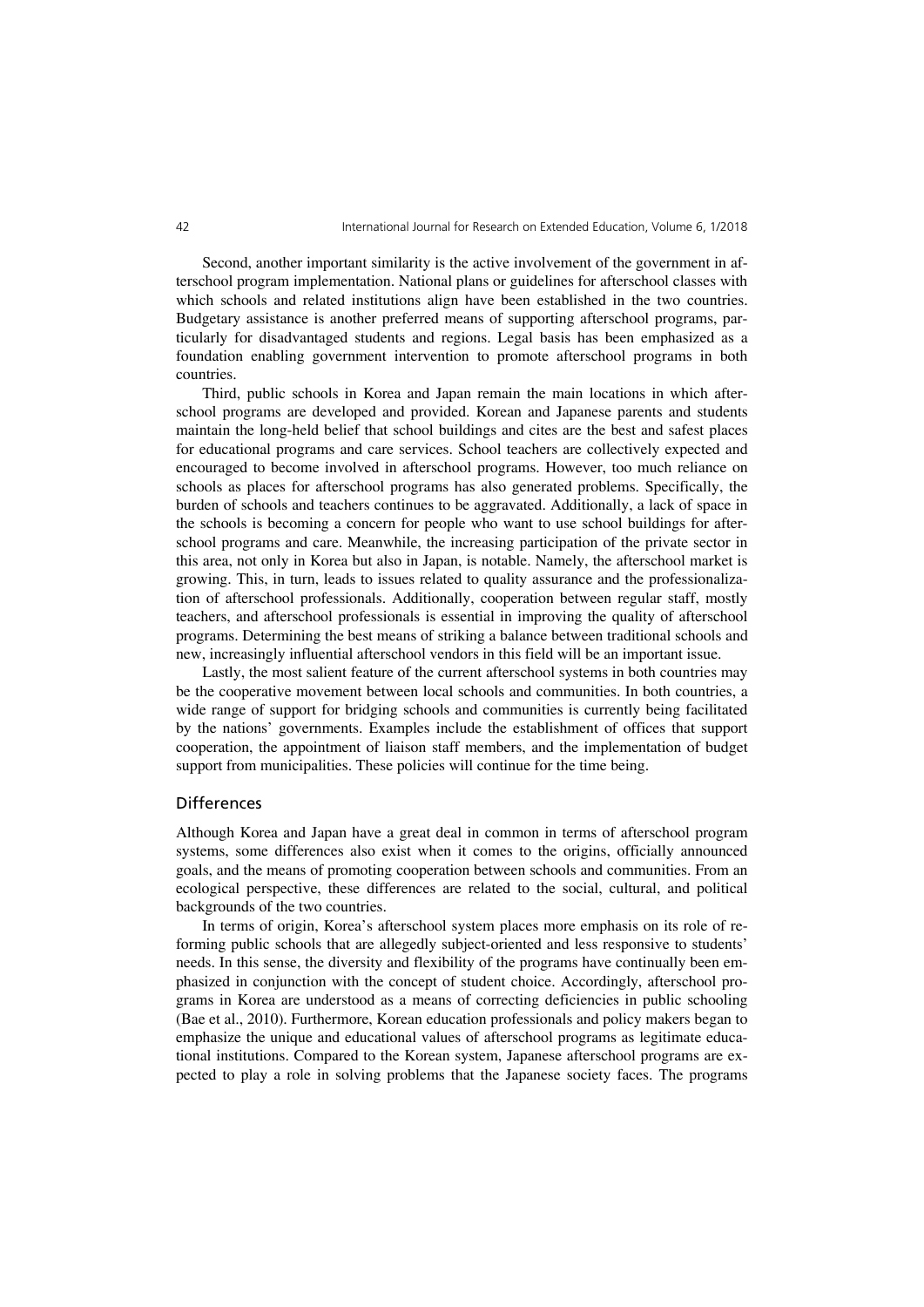Second, another important similarity is the active involvement of the government in afterschool program implementation. National plans or guidelines for afterschool classes with which schools and related institutions align have been established in the two countries. Budgetary assistance is another preferred means of supporting afterschool programs, particularly for disadvantaged students and regions. Legal basis has been emphasized as a foundation enabling government intervention to promote afterschool programs in both countries.

Third, public schools in Korea and Japan remain the main locations in which afterschool programs are developed and provided. Korean and Japanese parents and students maintain the long-held belief that school buildings and cites are the best and safest places for educational programs and care services. School teachers are collectively expected and encouraged to become involved in afterschool programs. However, too much reliance on schools as places for afterschool programs has also generated problems. Specifically, the burden of schools and teachers continues to be aggravated. Additionally, a lack of space in the schools is becoming a concern for people who want to use school buildings for afterschool programs and care. Meanwhile, the increasing participation of the private sector in this area, not only in Korea but also in Japan, is notable. Namely, the afterschool market is growing. This, in turn, leads to issues related to quality assurance and the professionalization of afterschool professionals. Additionally, cooperation between regular staff, mostly teachers, and afterschool professionals is essential in improving the quality of afterschool programs. Determining the best means of striking a balance between traditional schools and new, increasingly influential afterschool vendors in this field will be an important issue.

Lastly, the most salient feature of the current afterschool systems in both countries may be the cooperative movement between local schools and communities. In both countries, a wide range of support for bridging schools and communities is currently being facilitated by the nations' governments. Examples include the establishment of offices that support cooperation, the appointment of liaison staff members, and the implementation of budget support from municipalities. These policies will continue for the time being.

### Differences

Although Korea and Japan have a great deal in common in terms of afterschool program systems, some differences also exist when it comes to the origins, officially announced goals, and the means of promoting cooperation between schools and communities. From an ecological perspective, these differences are related to the social, cultural, and political backgrounds of the two countries.

In terms of origin, Korea's afterschool system places more emphasis on its role of reforming public schools that are allegedly subject-oriented and less responsive to students' needs. In this sense, the diversity and flexibility of the programs have continually been emphasized in conjunction with the concept of student choice. Accordingly, afterschool programs in Korea are understood as a means of correcting deficiencies in public schooling (Bae et al., 2010). Furthermore, Korean education professionals and policy makers began to emphasize the unique and educational values of afterschool programs as legitimate educational institutions. Compared to the Korean system, Japanese afterschool programs are expected to play a role in solving problems that the Japanese society faces. The programs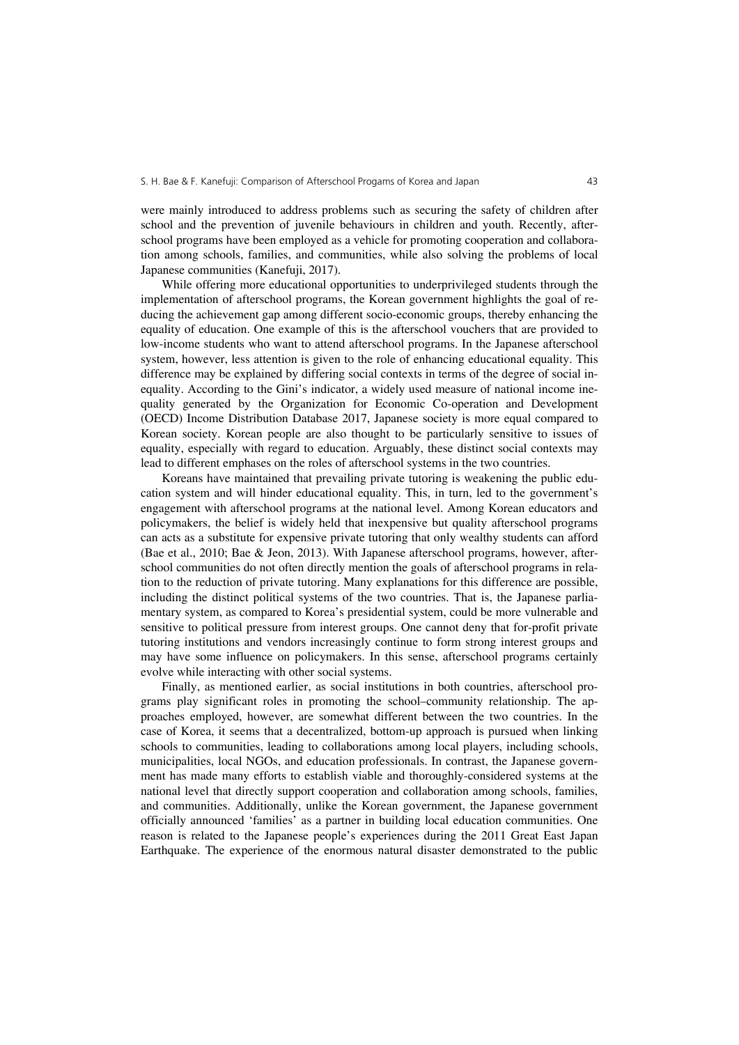were mainly introduced to address problems such as securing the safety of children after school and the prevention of juvenile behaviours in children and youth. Recently, afterschool programs have been employed as a vehicle for promoting cooperation and collaboration among schools, families, and communities, while also solving the problems of local Japanese communities (Kanefuji, 2017).

While offering more educational opportunities to underprivileged students through the implementation of afterschool programs, the Korean government highlights the goal of reducing the achievement gap among different socio-economic groups, thereby enhancing the equality of education. One example of this is the afterschool vouchers that are provided to low-income students who want to attend afterschool programs. In the Japanese afterschool system, however, less attention is given to the role of enhancing educational equality. This difference may be explained by differing social contexts in terms of the degree of social inequality. According to the Gini's indicator, a widely used measure of national income inequality generated by the Organization for Economic Co-operation and Development (OECD) Income Distribution Database 2017, Japanese society is more equal compared to Korean society. Korean people are also thought to be particularly sensitive to issues of equality, especially with regard to education. Arguably, these distinct social contexts may lead to different emphases on the roles of afterschool systems in the two countries.

Koreans have maintained that prevailing private tutoring is weakening the public education system and will hinder educational equality. This, in turn, led to the government's engagement with afterschool programs at the national level. Among Korean educators and policymakers, the belief is widely held that inexpensive but quality afterschool programs can acts as a substitute for expensive private tutoring that only wealthy students can afford (Bae et al., 2010; Bae & Jeon, 2013). With Japanese afterschool programs, however, afterschool communities do not often directly mention the goals of afterschool programs in relation to the reduction of private tutoring. Many explanations for this difference are possible, including the distinct political systems of the two countries. That is, the Japanese parliamentary system, as compared to Korea's presidential system, could be more vulnerable and sensitive to political pressure from interest groups. One cannot deny that for-profit private tutoring institutions and vendors increasingly continue to form strong interest groups and may have some influence on policymakers. In this sense, afterschool programs certainly evolve while interacting with other social systems.

Finally, as mentioned earlier, as social institutions in both countries, afterschool programs play significant roles in promoting the school–community relationship. The approaches employed, however, are somewhat different between the two countries. In the case of Korea, it seems that a decentralized, bottom-up approach is pursued when linking schools to communities, leading to collaborations among local players, including schools, municipalities, local NGOs, and education professionals. In contrast, the Japanese government has made many efforts to establish viable and thoroughly-considered systems at the national level that directly support cooperation and collaboration among schools, families, and communities. Additionally, unlike the Korean government, the Japanese government officially announced 'families' as a partner in building local education communities. One reason is related to the Japanese people's experiences during the 2011 Great East Japan Earthquake. The experience of the enormous natural disaster demonstrated to the public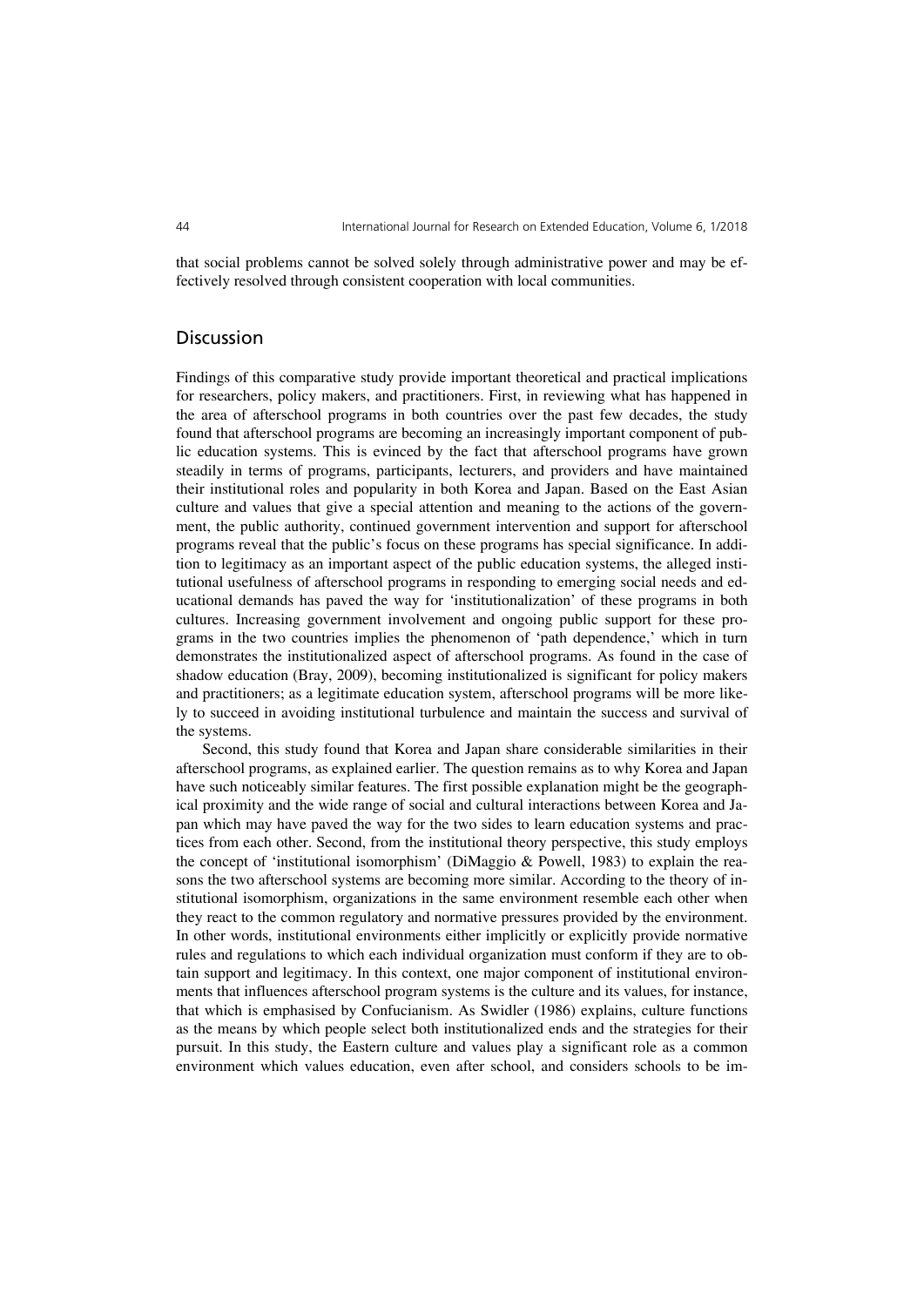that social problems cannot be solved solely through administrative power and may be effectively resolved through consistent cooperation with local communities.

## Discussion

Findings of this comparative study provide important theoretical and practical implications for researchers, policy makers, and practitioners. First, in reviewing what has happened in the area of afterschool programs in both countries over the past few decades, the study found that afterschool programs are becoming an increasingly important component of public education systems. This is evinced by the fact that afterschool programs have grown steadily in terms of programs, participants, lecturers, and providers and have maintained their institutional roles and popularity in both Korea and Japan. Based on the East Asian culture and values that give a special attention and meaning to the actions of the government, the public authority, continued government intervention and support for afterschool programs reveal that the public's focus on these programs has special significance. In addition to legitimacy as an important aspect of the public education systems, the alleged institutional usefulness of afterschool programs in responding to emerging social needs and educational demands has paved the way for 'institutionalization' of these programs in both cultures. Increasing government involvement and ongoing public support for these programs in the two countries implies the phenomenon of 'path dependence,' which in turn demonstrates the institutionalized aspect of afterschool programs. As found in the case of shadow education (Bray, 2009), becoming institutionalized is significant for policy makers and practitioners; as a legitimate education system, afterschool programs will be more likely to succeed in avoiding institutional turbulence and maintain the success and survival of the systems.

Second, this study found that Korea and Japan share considerable similarities in their afterschool programs, as explained earlier. The question remains as to why Korea and Japan have such noticeably similar features. The first possible explanation might be the geographical proximity and the wide range of social and cultural interactions between Korea and Japan which may have paved the way for the two sides to learn education systems and practices from each other. Second, from the institutional theory perspective, this study employs the concept of 'institutional isomorphism' (DiMaggio & Powell, 1983) to explain the reasons the two afterschool systems are becoming more similar. According to the theory of institutional isomorphism, organizations in the same environment resemble each other when they react to the common regulatory and normative pressures provided by the environment. In other words, institutional environments either implicitly or explicitly provide normative rules and regulations to which each individual organization must conform if they are to obtain support and legitimacy. In this context, one major component of institutional environments that influences afterschool program systems is the culture and its values, for instance, that which is emphasised by Confucianism. As Swidler (1986) explains, culture functions as the means by which people select both institutionalized ends and the strategies for their pursuit. In this study, the Eastern culture and values play a significant role as a common environment which values education, even after school, and considers schools to be im-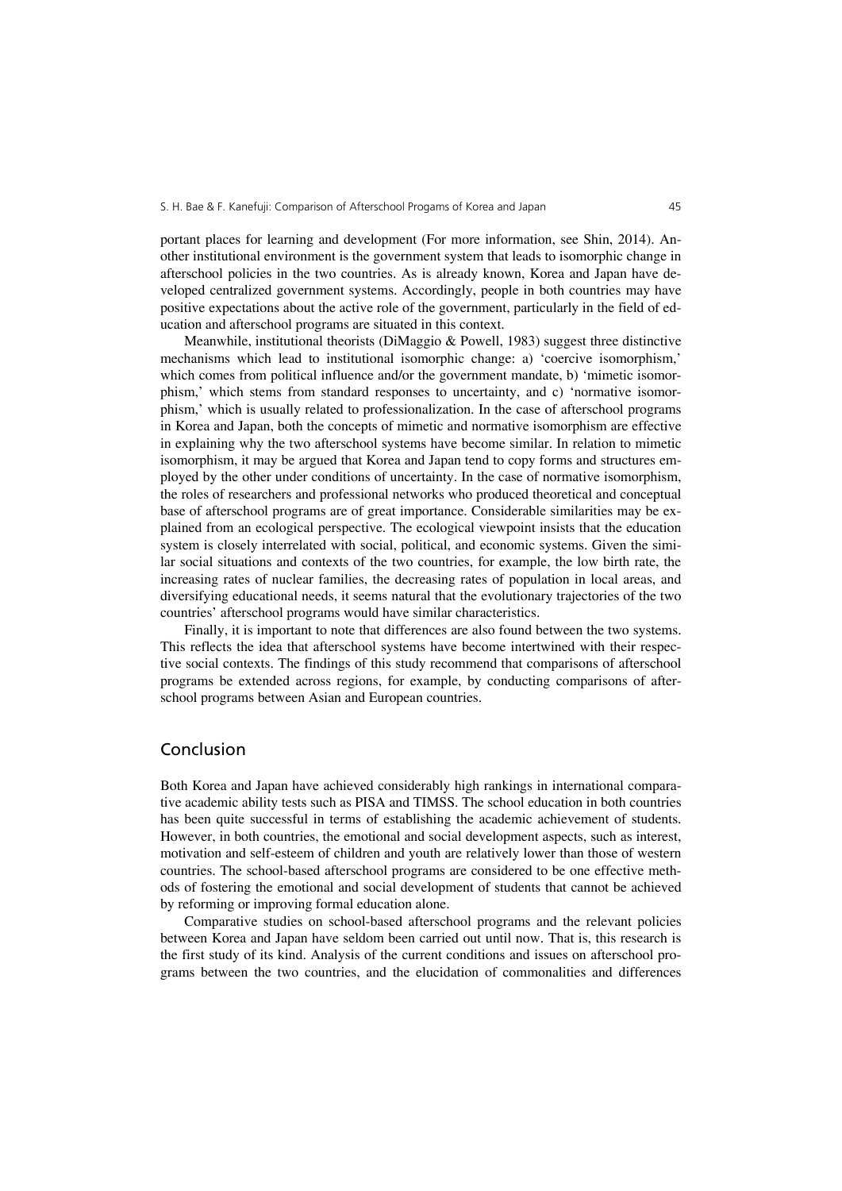portant places for learning and development (For more information, see Shin, 2014). Another institutional environment is the government system that leads to isomorphic change in afterschool policies in the two countries. As is already known, Korea and Japan have developed centralized government systems. Accordingly, people in both countries may have positive expectations about the active role of the government, particularly in the field of education and afterschool programs are situated in this context.

Meanwhile, institutional theorists (DiMaggio & Powell, 1983) suggest three distinctive mechanisms which lead to institutional isomorphic change: a) 'coercive isomorphism,' which comes from political influence and/or the government mandate, b) 'mimetic isomorphism,' which stems from standard responses to uncertainty, and c) 'normative isomorphism,' which is usually related to professionalization. In the case of afterschool programs in Korea and Japan, both the concepts of mimetic and normative isomorphism are effective in explaining why the two afterschool systems have become similar. In relation to mimetic isomorphism, it may be argued that Korea and Japan tend to copy forms and structures employed by the other under conditions of uncertainty. In the case of normative isomorphism, the roles of researchers and professional networks who produced theoretical and conceptual base of afterschool programs are of great importance. Considerable similarities may be explained from an ecological perspective. The ecological viewpoint insists that the education system is closely interrelated with social, political, and economic systems. Given the similar social situations and contexts of the two countries, for example, the low birth rate, the increasing rates of nuclear families, the decreasing rates of population in local areas, and diversifying educational needs, it seems natural that the evolutionary trajectories of the two countries' afterschool programs would have similar characteristics.

Finally, it is important to note that differences are also found between the two systems. This reflects the idea that afterschool systems have become intertwined with their respective social contexts. The findings of this study recommend that comparisons of afterschool programs be extended across regions, for example, by conducting comparisons of afterschool programs between Asian and European countries.

## Conclusion

Both Korea and Japan have achieved considerably high rankings in international comparative academic ability tests such as PISA and TIMSS. The school education in both countries has been quite successful in terms of establishing the academic achievement of students. However, in both countries, the emotional and social development aspects, such as interest, motivation and self-esteem of children and youth are relatively lower than those of western countries. The school-based afterschool programs are considered to be one effective methods of fostering the emotional and social development of students that cannot be achieved by reforming or improving formal education alone.

Comparative studies on school-based afterschool programs and the relevant policies between Korea and Japan have seldom been carried out until now. That is, this research is the first study of its kind. Analysis of the current conditions and issues on afterschool programs between the two countries, and the elucidation of commonalities and differences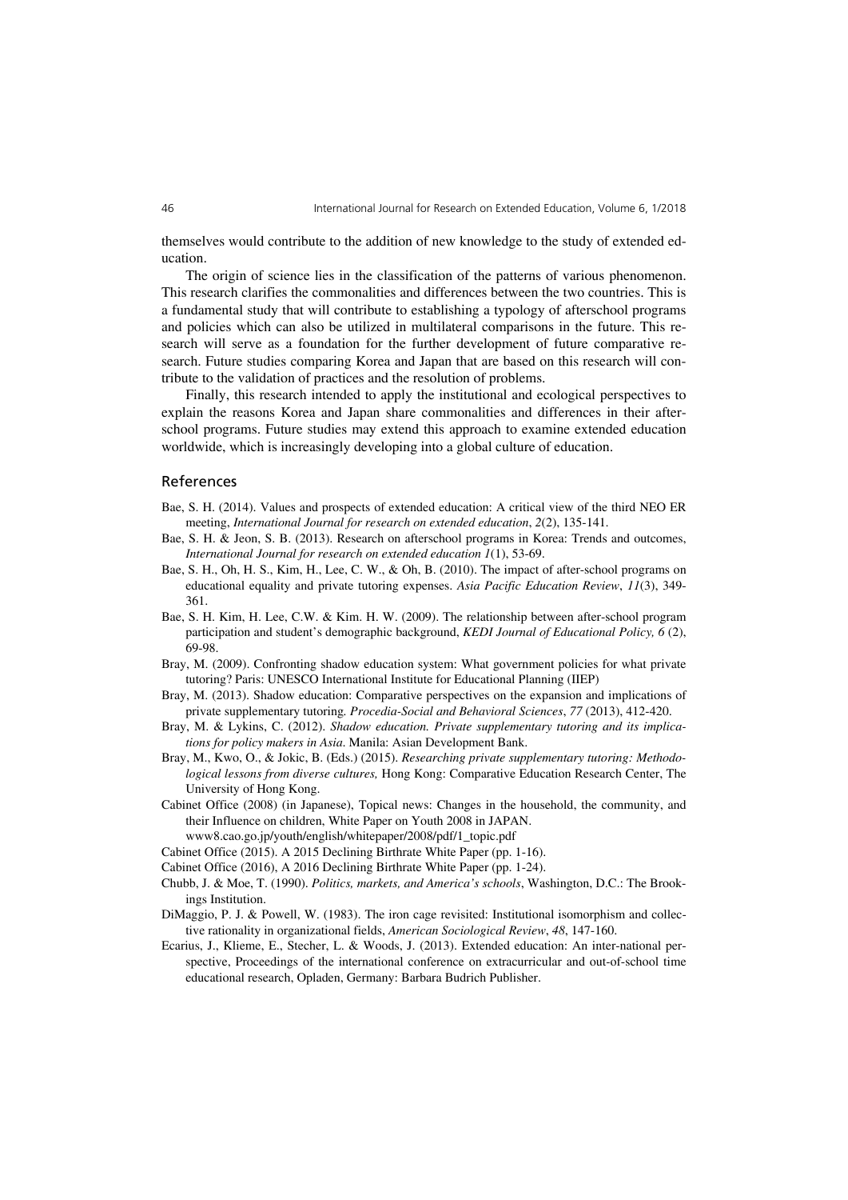themselves would contribute to the addition of new knowledge to the study of extended education.

The origin of science lies in the classification of the patterns of various phenomenon. This research clarifies the commonalities and differences between the two countries. This is a fundamental study that will contribute to establishing a typology of afterschool programs and policies which can also be utilized in multilateral comparisons in the future. This research will serve as a foundation for the further development of future comparative research. Future studies comparing Korea and Japan that are based on this research will contribute to the validation of practices and the resolution of problems.

Finally, this research intended to apply the institutional and ecological perspectives to explain the reasons Korea and Japan share commonalities and differences in their afterschool programs. Future studies may extend this approach to examine extended education worldwide, which is increasingly developing into a global culture of education.

## References

Bae, S. H. (2014). Values and prospects of extended education: A critical view of the third NEO ER meeting, *International Journal for research on extended education*, *2*(2), 135-141.

Bae, S. H. & Jeon, S. B. (2013). Research on afterschool programs in Korea: Trends and outcomes, *International Journal for research on extended education 1*(1), 53-69.

Bae, S. H., Oh, H. S., Kim, H., Lee, C. W., & Oh, B. (2010). The impact of after-school programs on educational equality and private tutoring expenses. *Asia Pacific Education Review*, *11*(3), 349-361.

Bae, S. H. Kim, H. Lee, C.W. & Kim. H. W. (2009). The relationship between after-school program participation and student's demographic background, *KEDI Journal of Educational Policy, 6* (2), 69-98.

Bray, M. (2009). Confronting shadow education system: What government policies for what private tutoring? Paris: UNESCO International Institute for Educational Planning (IIEP)

Bray, M. (2013). Shadow education: Comparative perspectives on the expansion and implications of private supplementary tutoring. *Procedia-Social and Behavioral Sciences*, *77* (2013), 412-420.

Bray, M. & Lykins, C. (2012). *Shadow education. Private supplementary tutoring and its implications for policy makers in Asia*. Manila: Asian Development Bank.

Bray, M., Kwo, O., & Jokic, B. (Eds.) (2015). *Researching private supplementary tutoring: Methodological lessons from diverse cultures,* Hong Kong: Comparative Education Research Center, The University of Hong Kong.

Cabinet Office (2008) (in Japanese), Topical news: Changes in the household, the community, and their Influence on children, White Paper on Youth 2008 in JAPAN. www8.cao.go.jp/youth/english/whitepaper/2008/pdf/1_topic.pdf

Cabinet Office (2015). A 2015 Declining Birthrate White Paper (pp. 1-16).

Cabinet Office (2016), A 2016 Declining Birthrate White Paper (pp. 1-24).

Chubb, J. & Moe, T. (1990). *Politics, markets, and America's schools*, Washington, D.C.: The Brookings Institution.

DiMaggio, P. J. & Powell, W. (1983). The iron cage revisited: Institutional isomorphism and collective rationality in organizational fields, *American Sociological Review*, *48*, 147-160.

Ecarius, J., Klieme, E., Stecher, L. & Woods, J. (2013). Extended education: An inter-national perspective, Proceedings of the international conference on extracurricular and out-of-school time educational research, Opladen, Germany: Barbara Budrich Publisher.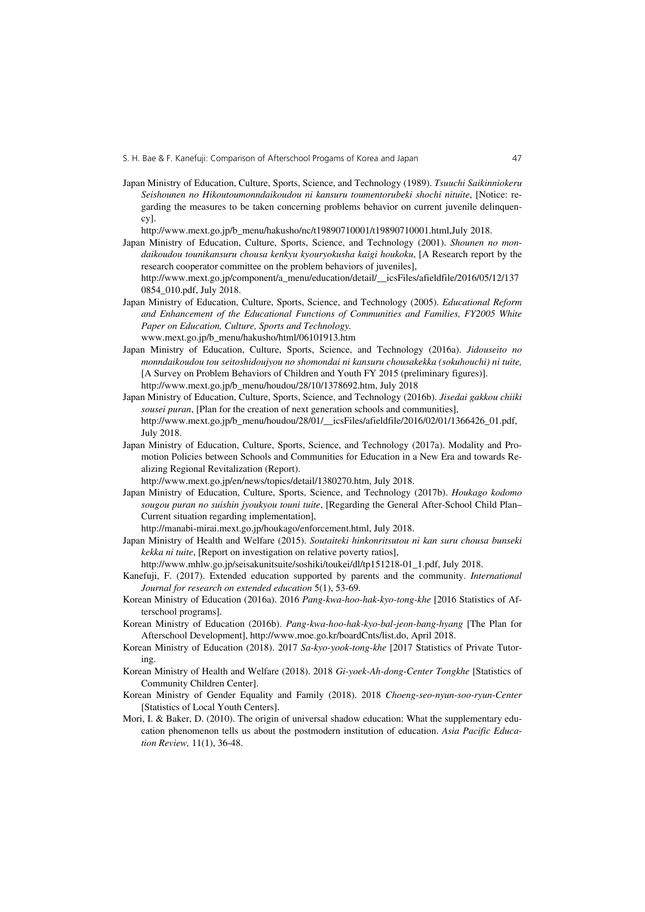Japan Ministry of Education, Culture, Sports, Science, and Technology (1989). *Tsuuchi Saikinniokeru Seishounen no Hikoutoumonndaikoudou ni kansuru toumentorubeki shochi nituite*, [Notice: regarding the measures to be taken concerning problems behavior on current juvenile delinquency].
http://www.mext.go.jp/b_menu/hakusho/nc/t19890710001/t19890710001.html,July 2018.

Japan Ministry of Education, Culture, Sports, Science, and Technology (2001). *Shounen no mondaikoudou tounikansuru chousa kenkyu kyouryokusha kaigi houkoku*, [A Research report by the research cooperator committee on the problem behaviors of juveniles],
http://www.mext.go.jp/component/a_menu/education/detail/__icsFiles/afieldfile/2016/05/12/1370854_010.pdf, July 2018.

Japan Ministry of Education, Culture, Sports, Science, and Technology (2005). *Educational Reform and Enhancement of the Educational Functions of Communities and Families, FY2005 White Paper on Education, Culture, Sports and Technology.*
www.mext.go.jp/b_menu/hakusho/html/06101913.htm

Japan Ministry of Education, Culture, Sports, Science, and Technology (2016a). *Jidouseito no monndaikoudou tou seitoshidoujyou no shomondai ni kansuru chousakekka (sokuhouchi) ni tuite,* [A Survey on Problem Behaviors of Children and Youth FY 2015 (preliminary figures)].
http://www.mext.go.jp/b_menu/houdou/28/10/1378692.htm, July 2018

Japan Ministry of Education, Culture, Sports, Science, and Technology (2016b). *Jisedai gakkou chiiki sousei puran*, [Plan for the creation of next generation schools and communities],
http://www.mext.go.jp/b_menu/houdou/28/01/__icsFiles/afieldfile/2016/02/01/1366426_01.pdf, July 2018.

Japan Ministry of Education, Culture, Sports, Science, and Technology (2017a). Modality and Promotion Policies between Schools and Communities for Education in a New Era and towards Realizing Regional Revitalization (Report).
http://www.mext.go.jp/en/news/topics/detail/1380270.htm, July 2018.

Japan Ministry of Education, Culture, Sports, Science, and Technology (2017b). *Houkago kodomo sougou puran no suishin jyoukyou touni tuite*, [Regarding the General After-School Child Plan– Current situation regarding implementation],
http://manabi-mirai.mext.go.jp/houkago/enforcement.html, July 2018.

Japan Ministry of Health and Welfare (2015). *Soutaiteki hinkonritsutou ni kan suru chousa bunseki kekka ni tuite*, [Report on investigation on relative poverty ratios],
http://www.mhlw.go.jp/seisakunitsuite/soshiki/toukei/dl/tp151218-01_1.pdf, July 2018.

Kanefuji, F. (2017). Extended education supported by parents and the community. *International Journal for research on extended education* 5(1), 53-69.

Korean Ministry of Education (2016a). 2016 *Pang-kwa-hoo-hak-kyo-tong-khe* [2016 Statistics of Afterschool programs].

Korean Ministry of Education (2016b). *Pang-kwa-hoo-hak-kyo-bal-jeon-bang-hyang* [The Plan for Afterschool Development], http://www.moe.go.kr/boardCnts/list.do, April 2018.

Korean Ministry of Education (2018). 2017 *Sa-kyo-yook-tong-khe* [2017 Statistics of Private Tutoring.

Korean Ministry of Health and Welfare (2018). 2018 *Gi-yoek-Ah-dong-Center Tongkhe* [Statistics of Community Children Center].

Korean Ministry of Gender Equality and Family (2018). 2018 *Choeng-seo-nyun-soo-ryun-Center* [Statistics of Local Youth Centers].

Mori, I. & Baker, D. (2010). The origin of universal shadow education: What the supplementary education phenomenon tells us about the postmodern institution of education. *Asia Pacific Education Review,* 11(1), 36-48.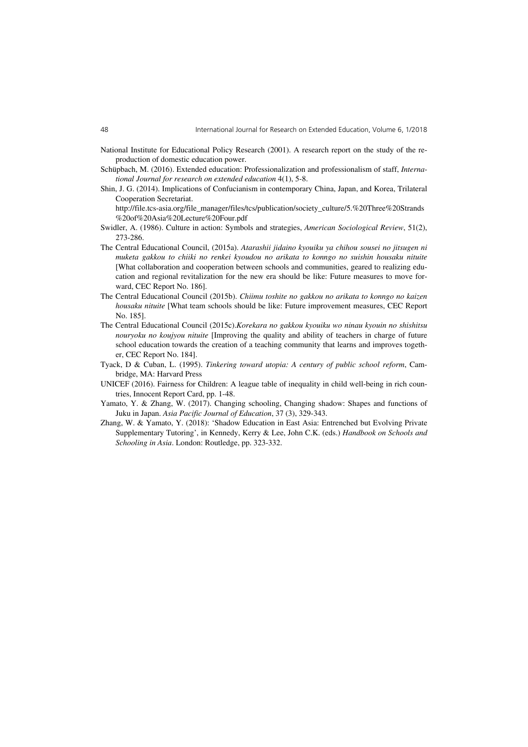National Institute for Educational Policy Research (2001). A research report on the study of the reproduction of domestic education power.

Schüpbach, M. (2016). Extended education: Professionalization and professionalism of staff, *International Journal for research on extended education* 4(1), 5-8.

Shin, J. G. (2014). Implications of Confucianism in contemporary China, Japan, and Korea, Trilateral Cooperation Secretariat.
http://file.tcs-asia.org/file_manager/files/tcs/publication/society_culture/5.%20Three%20Strands%20of%20Asia%20Lecture%20Four.pdf

Swidler, A. (1986). Culture in action: Symbols and strategies, *American Sociological Review*, 51(2), 273-286.

The Central Educational Council, (2015a). *Atarashii jidaino kyouiku ya chihou sousei no jitsugen ni muketa gakkou to chiiki no renkei kyoudou no arikata to konngo no suishin housaku nituite* [What collaboration and cooperation between schools and communities, geared to realizing education and regional revitalization for the new era should be like: Future measures to move forward, CEC Report No. 186].

The Central Educational Council (2015b). *Chiimu toshite no gakkou no arikata to konngo no kaizen housaku nituite* [What team schools should be like: Future improvement measures, CEC Report No. 185].

The Central Educational Council (2015c).*Korekara no gakkou kyouiku wo ninau kyouin no shishitsu nouryoku no koujyou nituite* [Improving the quality and ability of teachers in charge of future school education towards the creation of a teaching community that learns and improves together, CEC Report No. 184].

Tyack, D & Cuban, L. (1995). *Tinkering toward utopia: A century of public school reform*, Cambridge, MA: Harvard Press

UNICEF (2016). Fairness for Children: A league table of inequality in child well-being in rich countries, Innocent Report Card, pp. 1-48.

Yamato, Y. & Zhang, W. (2017). Changing schooling, Changing shadow: Shapes and functions of Juku in Japan. *Asia Pacific Journal of Education*, 37 (3), 329-343.

Zhang, W. & Yamato, Y. (2018): 'Shadow Education in East Asia: Entrenched but Evolving Private Supplementary Tutoring', in Kennedy, Kerry & Lee, John C.K. (eds.) *Handbook on Schools and Schooling in Asia*. London: Routledge, pp. 323-332.